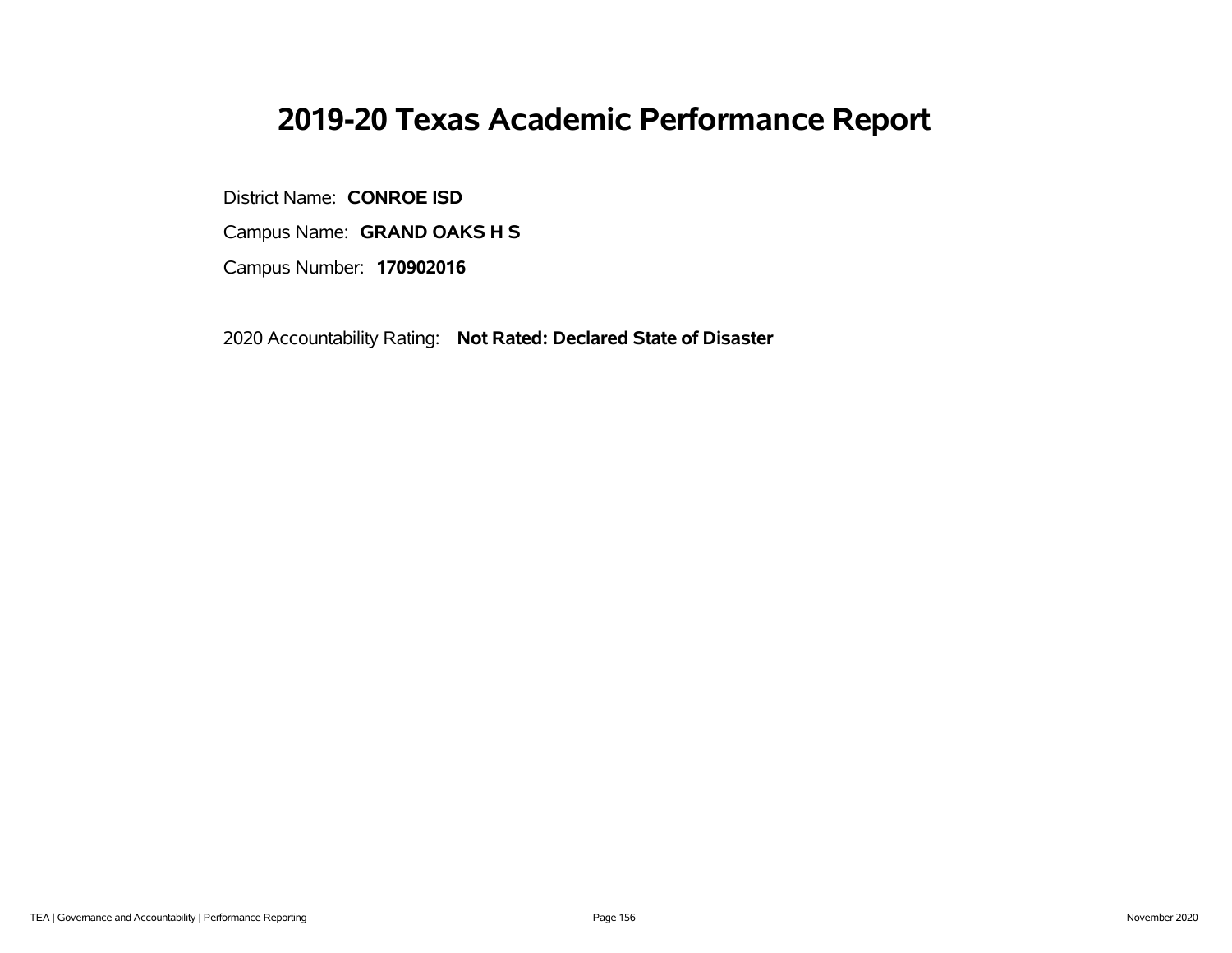# 2019-20 Texas Academic Performance Report

District Name: **CONROE ISD**

Campus Name: **GRAND OAKS H S**

Campus Number: **170902016**

2020 Accountability Rating: **Not Rated: Declared State of Disaster**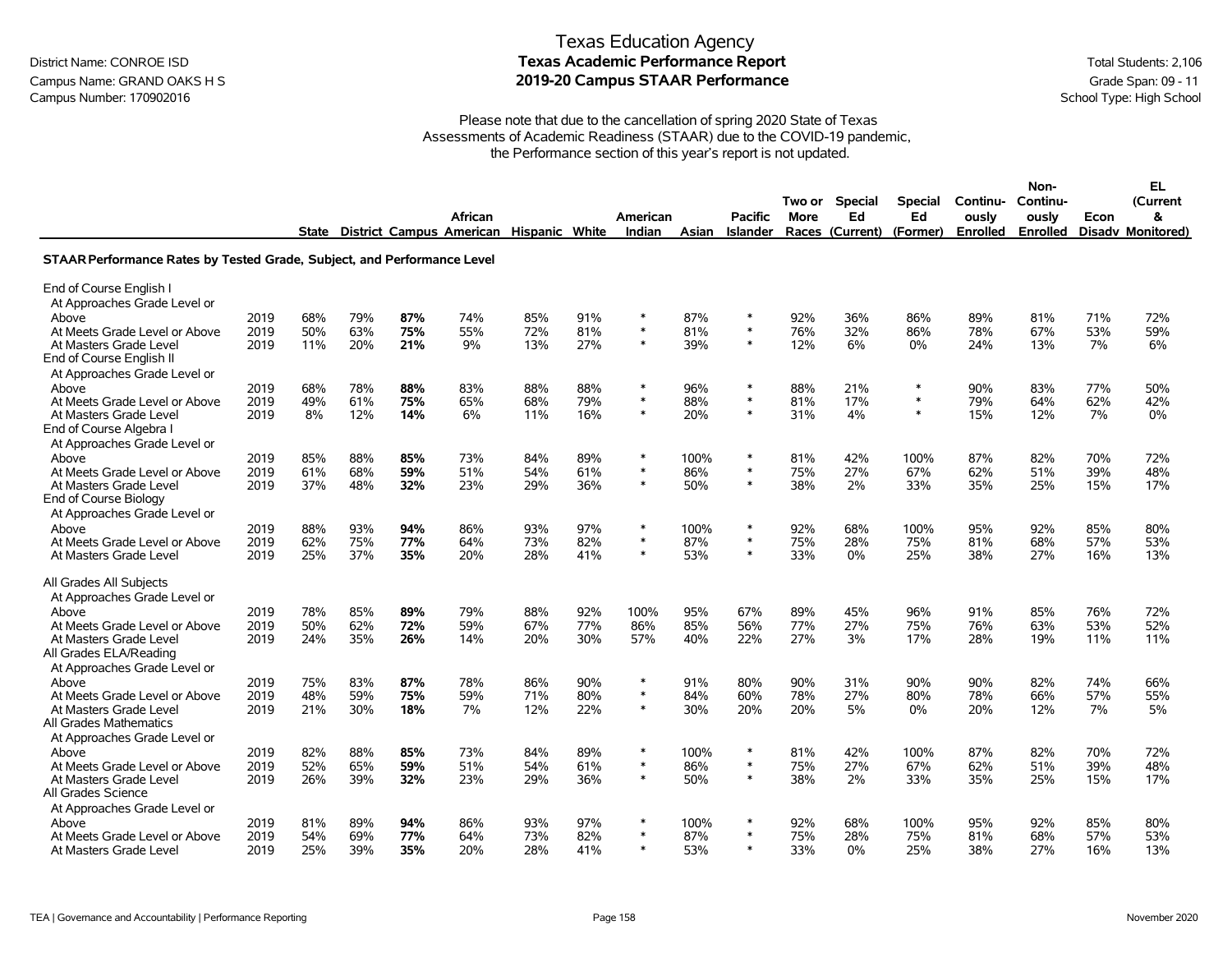District Name: CONROE ISD
Campus Name: GRAND OAKS H S
Campus Number: 170902016

# Texas Education Agency
## Texas Academic Performance Report
## 2019-20 Campus STAAR Performance

Total Students: 2,106
Grade Span: 09 - 11
School Type: High School

Please note that due to the cancellation of spring 2020 State of Texas Assessments of Academic Readiness (STAAR) due to the COVID-19 pandemic, the Performance section of this year's report is not updated.

| | | State | District | Campus | African American | Hispanic | White | American Indian | Asian | Pacific Islander | Two or More Races | Special Ed (Current) | Special Ed (Former) | Continuously Enrolled | Non-Continuously Enrolled | Econ Disadv | EL (Current & Monitored) |
|---|---|---|---|---|---|---|---|---|---|---|---|---|---|---|---|---|---|
| **STAAR Performance Rates by Tested Grade, Subject, and Performance Level** | | | | | | | | | | | | | | | | | |
| End of Course English I | | | | | | | | | | | | | | | | | |
| At Approaches Grade Level or Above | 2019 | 68% | 79% | **87%** | 74% | 85% | 91% | * | 87% | * | 92% | 36% | 86% | 89% | 81% | 71% | 72% |
| At Meets Grade Level or Above | 2019 | 50% | 63% | **75%** | 55% | 72% | 81% | * | 81% | * | 76% | 32% | 86% | 78% | 67% | 53% | 59% |
| At Masters Grade Level | 2019 | 11% | 20% | **21%** | 9% | 13% | 27% | * | 39% | * | 12% | 6% | 0% | 24% | 13% | 7% | 6% |
| End of Course English II | | | | | | | | | | | | | | | | | |
| At Approaches Grade Level or Above | 2019 | 68% | 78% | **88%** | 83% | 88% | 88% | * | 96% | * | 88% | 21% | * | 90% | 83% | 77% | 50% |
| At Meets Grade Level or Above | 2019 | 49% | 61% | **75%** | 65% | 68% | 79% | * | 88% | * | 81% | 17% | * | 79% | 64% | 62% | 42% |
| At Masters Grade Level | 2019 | 8% | 12% | **14%** | 6% | 11% | 16% | * | 20% | * | 31% | 4% | * | 15% | 12% | 7% | 0% |
| End of Course Algebra I | | | | | | | | | | | | | | | | | |
| At Approaches Grade Level or Above | 2019 | 85% | 88% | **85%** | 73% | 84% | 89% | * | 100% | * | 81% | 42% | 100% | 87% | 82% | 70% | 72% |
| At Meets Grade Level or Above | 2019 | 61% | 68% | **59%** | 51% | 54% | 61% | * | 86% | * | 75% | 27% | 67% | 62% | 51% | 39% | 48% |
| At Masters Grade Level | 2019 | 37% | 48% | **32%** | 23% | 29% | 36% | * | 50% | * | 38% | 2% | 33% | 35% | 25% | 15% | 17% |
| End of Course Biology | | | | | | | | | | | | | | | | | |
| At Approaches Grade Level or Above | 2019 | 88% | 93% | **94%** | 86% | 93% | 97% | * | 100% | * | 92% | 68% | 100% | 95% | 92% | 85% | 80% |
| At Meets Grade Level or Above | 2019 | 62% | 75% | **77%** | 64% | 73% | 82% | * | 87% | * | 75% | 28% | 75% | 81% | 68% | 57% | 53% |
| At Masters Grade Level | 2019 | 25% | 37% | **35%** | 20% | 28% | 41% | * | 53% | * | 33% | 0% | 25% | 38% | 27% | 16% | 13% |
| All Grades All Subjects | | | | | | | | | | | | | | | | | |
| At Approaches Grade Level or Above | 2019 | 78% | 85% | **89%** | 79% | 88% | 92% | 100% | 95% | 67% | 89% | 45% | 96% | 91% | 85% | 76% | 72% |
| At Meets Grade Level or Above | 2019 | 50% | 62% | **72%** | 59% | 67% | 77% | 86% | 85% | 56% | 77% | 27% | 75% | 76% | 63% | 53% | 52% |
| At Masters Grade Level | 2019 | 24% | 35% | **26%** | 14% | 20% | 30% | 57% | 40% | 22% | 27% | 3% | 17% | 28% | 19% | 11% | 11% |
| All Grades ELA/Reading | | | | | | | | | | | | | | | | | |
| At Approaches Grade Level or Above | 2019 | 75% | 83% | **87%** | 78% | 86% | 90% | * | 91% | 80% | 90% | 31% | 90% | 90% | 82% | 74% | 66% |
| At Meets Grade Level or Above | 2019 | 48% | 59% | **75%** | 59% | 71% | 80% | * | 84% | 60% | 78% | 27% | 80% | 78% | 66% | 57% | 55% |
| At Masters Grade Level | 2019 | 21% | 30% | **18%** | 7% | 12% | 22% | * | 30% | 20% | 20% | 5% | 0% | 20% | 12% | 7% | 5% |
| All Grades Mathematics | | | | | | | | | | | | | | | | | |
| At Approaches Grade Level or Above | 2019 | 82% | 88% | **85%** | 73% | 84% | 89% | * | 100% | * | 81% | 42% | 100% | 87% | 82% | 70% | 72% |
| At Meets Grade Level or Above | 2019 | 52% | 65% | **59%** | 51% | 54% | 61% | * | 86% | * | 75% | 27% | 67% | 62% | 51% | 39% | 48% |
| At Masters Grade Level | 2019 | 26% | 39% | **32%** | 23% | 29% | 36% | * | 50% | * | 38% | 2% | 33% | 35% | 25% | 15% | 17% |
| All Grades Science | | | | | | | | | | | | | | | | | |
| At Approaches Grade Level or Above | 2019 | 81% | 89% | **94%** | 86% | 93% | 97% | * | 100% | * | 92% | 68% | 100% | 95% | 92% | 85% | 80% |
| At Meets Grade Level or Above | 2019 | 54% | 69% | **77%** | 64% | 73% | 82% | * | 87% | * | 75% | 28% | 75% | 81% | 68% | 57% | 53% |
| At Masters Grade Level | 2019 | 25% | 39% | **35%** | 20% | 28% | 41% | * | 53% | * | 33% | 0% | 25% | 38% | 27% | 16% | 13% |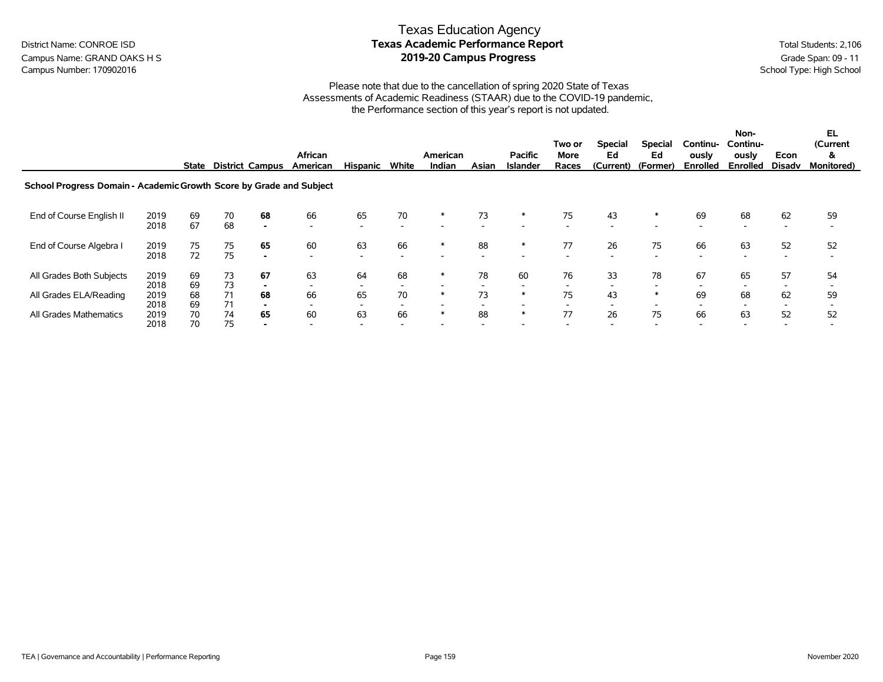Texas Education Agency
**Texas Academic Performance Report**
**2019-20 Campus Progress**

District Name: CONROE ISD
Campus Name: GRAND OAKS H S
Campus Number: 170902016

Total Students: 2,106
Grade Span: 09 - 11
School Type: High School

Please note that due to the cancellation of spring 2020 State of Texas Assessments of Academic Readiness (STAAR) due to the COVID-19 pandemic, the Performance section of this year's report is not updated.

| | | State | District | Campus | African American | Hispanic | White | American Indian | Asian | Pacific Islander | Two or More Races | Special Ed (Current) | Special Ed (Former) | Continuously Enrolled | Non-Continuously Enrolled | Econ Disadv | EL (Current & Monitored) |
|---|---|---|---|---|---|---|---|---|---|---|---|---|---|---|---|---|---|
| **School Progress Domain - Academic Growth Score by Grade and Subject** | | | | | | | | | | | | | | | | | |
| End of Course English II | 2019 | 69 | 70 | **68** | 66 | 65 | 70 | * | 73 | * | 75 | 43 | * | 69 | 68 | 62 | 59 |
| | 2018 | 67 | 68 | **-** | - | - | - | - | - | - | - | - | - | - | - | - | - |
| End of Course Algebra I | 2019 | 75 | 75 | **65** | 60 | 63 | 66 | * | 88 | * | 77 | 26 | 75 | 66 | 63 | 52 | 52 |
| | 2018 | 72 | 75 | **-** | - | - | - | - | - | - | - | - | - | - | - | - | - |
| All Grades Both Subjects | 2019 | 69 | 73 | **67** | 63 | 64 | 68 | * | 78 | 60 | 76 | 33 | 78 | 67 | 65 | 57 | 54 |
| | 2018 | 69 | 73 | **-** | - | - | - | - | - | - | - | - | - | - | - | - | - |
| All Grades ELA/Reading | 2019 | 68 | 71 | **68** | 66 | 65 | 70 | * | 73 | * | 75 | 43 | * | 69 | 68 | 62 | 59 |
| | 2018 | 69 | 71 | **-** | - | - | - | - | - | - | - | - | - | - | - | - | - |
| All Grades Mathematics | 2019 | 70 | 74 | **65** | 60 | 63 | 66 | * | 88 | * | 77 | 26 | 75 | 66 | 63 | 52 | 52 |
| | 2018 | 70 | 75 | **-** | - | - | - | - | - | - | - | - | - | - | - | - | - |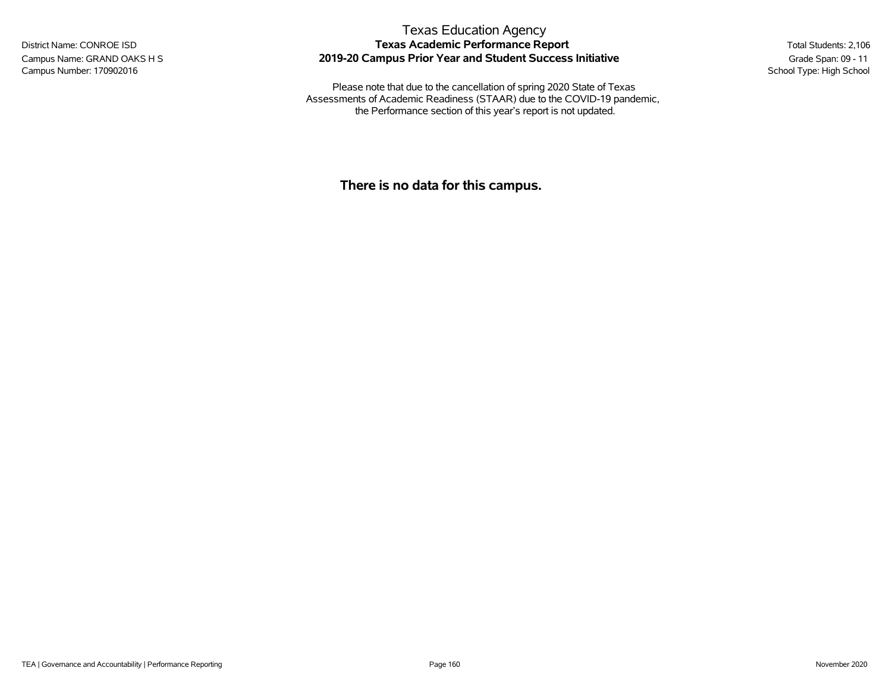Texas Education Agency

District Name: CONROE ISD
Campus Name: GRAND OAKS H S
Campus Number: 170902016

# Texas Academic Performance Report
## 2019-20 Campus Prior Year and Student Success Initiative

Total Students: 2,106
Grade Span: 09 - 11
School Type: High School

Please note that due to the cancellation of spring 2020 State of Texas Assessments of Academic Readiness (STAAR) due to the COVID-19 pandemic, the Performance section of this year's report is not updated.

**There is no data for this campus.**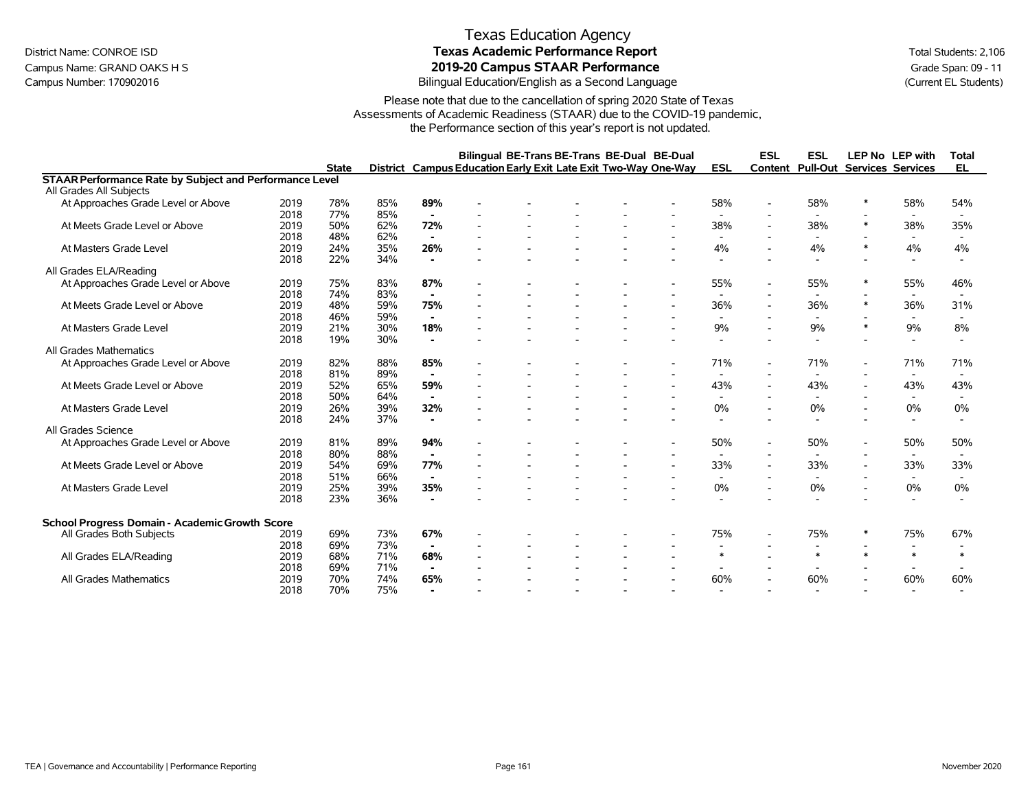# Texas Education Agency

## Texas Academic Performance Report

## 2019-20 Campus STAAR Performance

Bilingual Education/English as a Second Language

District Name: CONROE ISD
Campus Name: GRAND OAKS H S
Campus Number: 170902016

Total Students: 2,106
Grade Span: 09 - 11
(Current EL Students)

Please note that due to the cancellation of spring 2020 State of Texas Assessments of Academic Readiness (STAAR) due to the COVID-19 pandemic, the Performance section of this year's report is not updated.

| | | State | District | Campus | Bilingual Education | BE-Trans Early Exit | BE-Trans Late Exit | BE-Dual Two-Way | BE-Dual One-Way | ESL | ESL Content | ESL Pull-Out | LEP No Services | LEP with Services | Total EL |
|---|---|---|---|---|---|---|---|---|---|---|---|---|---|---|---|
| **STAAR Performance Rate by Subject and Performance Level** | | | | | | | | | | | | | | | |
| All Grades All Subjects | | | | | | | | | | | | | | | |
| At Approaches Grade Level or Above | 2019 | 78% | 85% | **89%** | - | - | - | - | - | 58% | - | 58% | * | 58% | 54% |
| | 2018 | 77% | 85% | **-** | - | - | - | - | - | - | - | - | - | - | - |
| At Meets Grade Level or Above | 2019 | 50% | 62% | **72%** | - | - | - | - | - | 38% | - | 38% | * | 38% | 35% |
| | 2018 | 48% | 62% | **-** | - | - | - | - | - | - | - | - | - | - | - |
| At Masters Grade Level | 2019 | 24% | 35% | **26%** | - | - | - | - | - | 4% | - | 4% | * | 4% | 4% |
| | 2018 | 22% | 34% | **-** | - | - | - | - | - | - | - | - | - | - | - |
| All Grades ELA/Reading | | | | | | | | | | | | | | | |
| At Approaches Grade Level or Above | 2019 | 75% | 83% | **87%** | - | - | - | - | - | 55% | - | 55% | * | 55% | 46% |
| | 2018 | 74% | 83% | **-** | - | - | - | - | - | - | - | - | - | - | - |
| At Meets Grade Level or Above | 2019 | 48% | 59% | **75%** | - | - | - | - | - | 36% | - | 36% | * | 36% | 31% |
| | 2018 | 46% | 59% | **-** | - | - | - | - | - | - | - | - | - | - | - |
| At Masters Grade Level | 2019 | 21% | 30% | **18%** | - | - | - | - | - | 9% | - | 9% | * | 9% | 8% |
| | 2018 | 19% | 30% | **-** | - | - | - | - | - | - | - | - | - | - | - |
| All Grades Mathematics | | | | | | | | | | | | | | | |
| At Approaches Grade Level or Above | 2019 | 82% | 88% | **85%** | - | - | - | - | - | 71% | - | 71% | - | 71% | 71% |
| | 2018 | 81% | 89% | **-** | - | - | - | - | - | - | - | - | - | - | - |
| At Meets Grade Level or Above | 2019 | 52% | 65% | **59%** | - | - | - | - | - | 43% | - | 43% | - | 43% | 43% |
| | 2018 | 50% | 64% | **-** | - | - | - | - | - | - | - | - | - | - | - |
| At Masters Grade Level | 2019 | 26% | 39% | **32%** | - | - | - | - | - | 0% | - | 0% | - | 0% | 0% |
| | 2018 | 24% | 37% | **-** | - | - | - | - | - | - | - | - | - | - | - |
| All Grades Science | | | | | | | | | | | | | | | |
| At Approaches Grade Level or Above | 2019 | 81% | 89% | **94%** | - | - | - | - | - | 50% | - | 50% | - | 50% | 50% |
| | 2018 | 80% | 88% | **-** | - | - | - | - | - | - | - | - | - | - | - |
| At Meets Grade Level or Above | 2019 | 54% | 69% | **77%** | - | - | - | - | - | 33% | - | 33% | - | 33% | 33% |
| | 2018 | 51% | 66% | **-** | - | - | - | - | - | - | - | - | - | - | - |
| At Masters Grade Level | 2019 | 25% | 39% | **35%** | - | - | - | - | - | 0% | - | 0% | - | 0% | 0% |
| | 2018 | 23% | 36% | **-** | - | - | - | - | - | - | - | - | - | - | - |
| **School Progress Domain - Academic Growth Score** | | | | | | | | | | | | | | | |
| All Grades Both Subjects | 2019 | 69% | 73% | **67%** | - | - | - | - | - | 75% | - | 75% | * | 75% | 67% |
| | 2018 | 69% | 73% | **-** | - | - | - | - | - | - | - | - | - | - | - |
| All Grades ELA/Reading | 2019 | 68% | 71% | **68%** | - | - | - | - | - | * | - | * | * | * | * |
| | 2018 | 69% | 71% | **-** | - | - | - | - | - | - | - | - | - | - | - |
| All Grades Mathematics | 2019 | 70% | 74% | **65%** | - | - | - | - | - | 60% | - | 60% | - | 60% | 60% |
| | 2018 | 70% | 75% | **-** | - | - | - | - | - | - | - | - | - | - | - |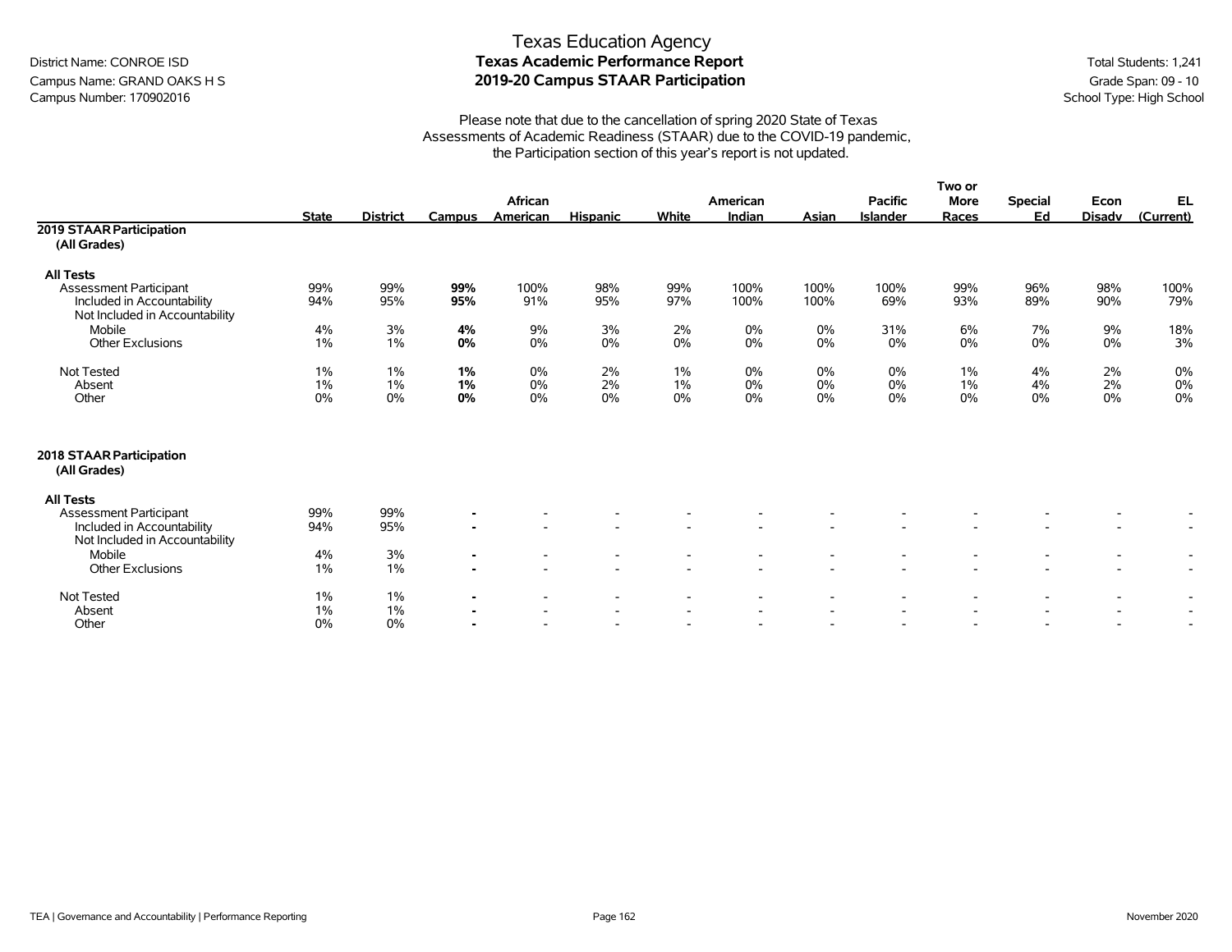Texas Education Agency

District Name: CONROE ISD
Campus Name: GRAND OAKS H S
Campus Number: 170902016

# Texas Academic Performance Report
## 2019-20 Campus STAAR Participation

Total Students: 1,241
Grade Span: 09 - 10
School Type: High School

Please note that due to the cancellation of spring 2020 State of Texas Assessments of Academic Readiness (STAAR) due to the COVID-19 pandemic, the Participation section of this year's report is not updated.

| | State | District | Campus | African American | Hispanic | White | American Indian | Asian | Pacific Islander | Two or More Races | Special Ed | Econ Disadv | EL (Current) |
|---|---|---|---|---|---|---|---|---|---|---|---|---|---|
| **2019 STAAR Participation (All Grades)** | | | | | | | | | | | | | |
| **All Tests** | | | | | | | | | | | | | |
| Assessment Participant | 99% | 99% | **99%** | 100% | 98% | 99% | 100% | 100% | 100% | 99% | 96% | 98% | 100% |
| Included in Accountability | 94% | 95% | **95%** | 91% | 95% | 97% | 100% | 100% | 69% | 93% | 89% | 90% | 79% |
| Not Included in Accountability | | | | | | | | | | | | | |
| Mobile | 4% | 3% | **4%** | 9% | 3% | 2% | 0% | 0% | 31% | 6% | 7% | 9% | 18% |
| Other Exclusions | 1% | 1% | **0%** | 0% | 0% | 0% | 0% | 0% | 0% | 0% | 0% | 0% | 3% |
| Not Tested | 1% | 1% | **1%** | 0% | 2% | 1% | 0% | 0% | 0% | 1% | 4% | 2% | 0% |
| Absent | 1% | 1% | **1%** | 0% | 2% | 1% | 0% | 0% | 0% | 1% | 4% | 2% | 0% |
| Other | 0% | 0% | **0%** | 0% | 0% | 0% | 0% | 0% | 0% | 0% | 0% | 0% | 0% |
| **2018 STAAR Participation (All Grades)** | | | | | | | | | | | | | |
| **All Tests** | | | | | | | | | | | | | |
| Assessment Participant | 99% | 99% | **-** | - | - | - | - | - | - | - | - | - | - |
| Included in Accountability | 94% | 95% | **-** | - | - | - | - | - | - | - | - | - | - |
| Not Included in Accountability | | | | | | | | | | | | | |
| Mobile | 4% | 3% | **-** | - | - | - | - | - | - | - | - | - | - |
| Other Exclusions | 1% | 1% | **-** | - | - | - | - | - | - | - | - | - | - |
| Not Tested | 1% | 1% | **-** | - | - | - | - | - | - | - | - | - | - |
| Absent | 1% | 1% | **-** | - | - | - | - | - | - | - | - | - | - |
| Other | 0% | 0% | **-** | - | - | - | - | - | - | - | - | - | - |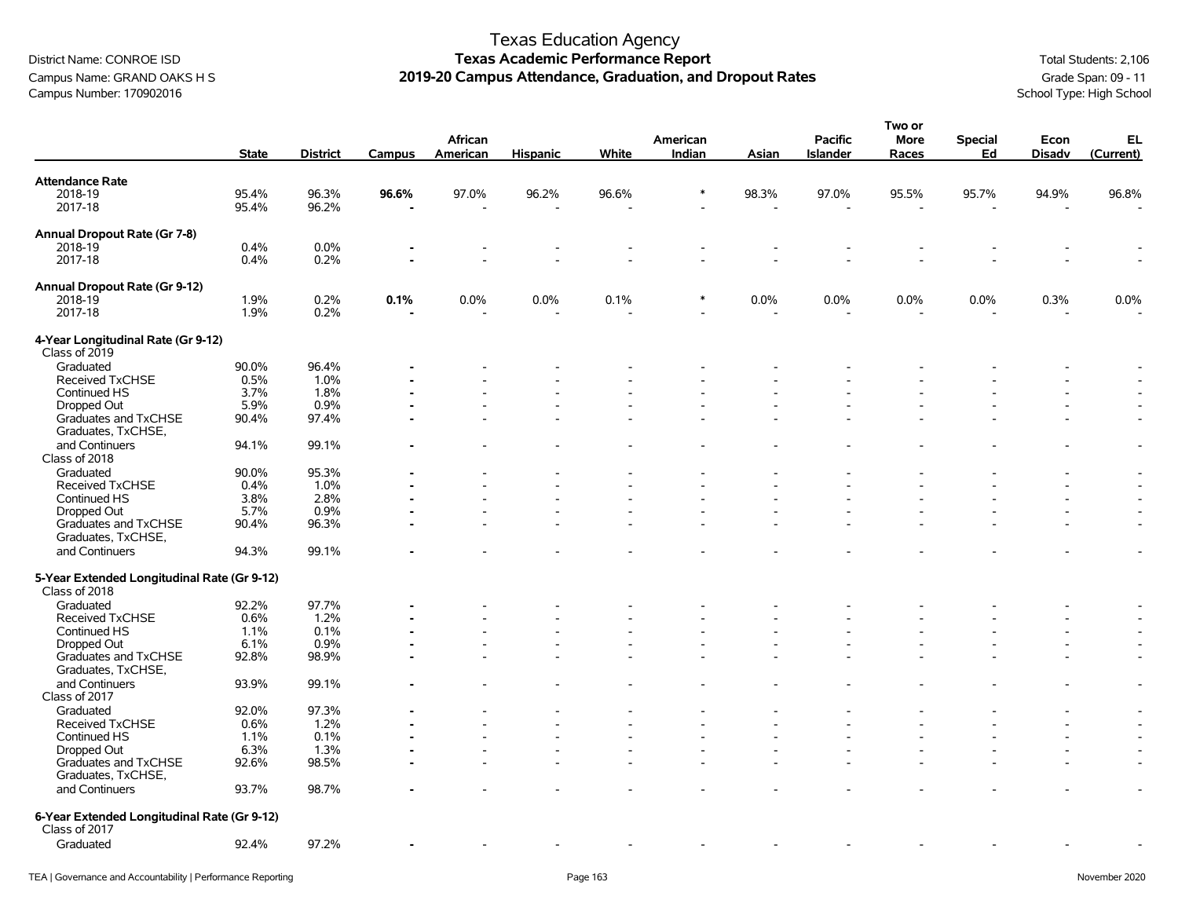Texas Education Agency
**Texas Academic Performance Report**
**2019-20 Campus Attendance, Graduation, and Dropout Rates**

District Name: CONROE ISD
Campus Name: GRAND OAKS H S
Campus Number: 170902016

Total Students: 2,106
Grade Span: 09 - 11
School Type: High School

| | State | District | Campus | African American | Hispanic | White | American Indian | Asian | Pacific Islander | Two or More Races | Special Ed | Econ Disadv | EL (Current) |
|---|---|---|---|---|---|---|---|---|---|---|---|---|---|
| **Attendance Rate** | | | | | | | | | | | | | |
| 2018-19 | 95.4% | 96.3% | **96.6%** | 97.0% | 96.2% | 96.6% | * | 98.3% | 97.0% | 95.5% | 95.7% | 94.9% | 96.8% |
| 2017-18 | 95.4% | 96.2% | **-** | - | - | - | - | - | - | - | - | - | - |
| **Annual Dropout Rate (Gr 7-8)** | | | | | | | | | | | | | |
| 2018-19 | 0.4% | 0.0% | **-** | - | - | - | - | - | - | - | - | - | - |
| 2017-18 | 0.4% | 0.2% | **-** | - | - | - | - | - | - | - | - | - | - |
| **Annual Dropout Rate (Gr 9-12)** | | | | | | | | | | | | | |
| 2018-19 | 1.9% | 0.2% | **0.1%** | 0.0% | 0.0% | 0.1% | * | 0.0% | 0.0% | 0.0% | 0.0% | 0.3% | 0.0% |
| 2017-18 | 1.9% | 0.2% | **-** | - | - | - | - | - | - | - | - | - | - |
| **4-Year Longitudinal Rate (Gr 9-12)** | | | | | | | | | | | | | |
| Class of 2019 | | | | | | | | | | | | | |
| Graduated | 90.0% | 96.4% | **-** | - | - | - | - | - | - | - | - | - | - |
| Received TxCHSE | 0.5% | 1.0% | **-** | - | - | - | - | - | - | - | - | - | - |
| Continued HS | 3.7% | 1.8% | **-** | - | - | - | - | - | - | - | - | - | - |
| Dropped Out | 5.9% | 0.9% | **-** | - | - | - | - | - | - | - | - | - | - |
| Graduates and TxCHSE | 90.4% | 97.4% | **-** | - | - | - | - | - | - | - | - | - | - |
| Graduates, TxCHSE, and Continuers | 94.1% | 99.1% | **-** | - | - | - | - | - | - | - | - | - | - |
| Class of 2018 | | | | | | | | | | | | | |
| Graduated | 90.0% | 95.3% | **-** | - | - | - | - | - | - | - | - | - | - |
| Received TxCHSE | 0.4% | 1.0% | **-** | - | - | - | - | - | - | - | - | - | - |
| Continued HS | 3.8% | 2.8% | **-** | - | - | - | - | - | - | - | - | - | - |
| Dropped Out | 5.7% | 0.9% | **-** | - | - | - | - | - | - | - | - | - | - |
| Graduates and TxCHSE | 90.4% | 96.3% | **-** | - | - | - | - | - | - | - | - | - | - |
| Graduates, TxCHSE, and Continuers | 94.3% | 99.1% | **-** | - | - | - | - | - | - | - | - | - | - |
| **5-Year Extended Longitudinal Rate (Gr 9-12)** | | | | | | | | | | | | | |
| Class of 2018 | | | | | | | | | | | | | |
| Graduated | 92.2% | 97.7% | **-** | - | - | - | - | - | - | - | - | - | - |
| Received TxCHSE | 0.6% | 1.2% | **-** | - | - | - | - | - | - | - | - | - | - |
| Continued HS | 1.1% | 0.1% | **-** | - | - | - | - | - | - | - | - | - | - |
| Dropped Out | 6.1% | 0.9% | **-** | - | - | - | - | - | - | - | - | - | - |
| Graduates and TxCHSE | 92.8% | 98.9% | **-** | - | - | - | - | - | - | - | - | - | - |
| Graduates, TxCHSE, and Continuers | 93.9% | 99.1% | **-** | - | - | - | - | - | - | - | - | - | - |
| Class of 2017 | | | | | | | | | | | | | |
| Graduated | 92.0% | 97.3% | **-** | - | - | - | - | - | - | - | - | - | - |
| Received TxCHSE | 0.6% | 1.2% | **-** | - | - | - | - | - | - | - | - | - | - |
| Continued HS | 1.1% | 0.1% | **-** | - | - | - | - | - | - | - | - | - | - |
| Dropped Out | 6.3% | 1.3% | **-** | - | - | - | - | - | - | - | - | - | - |
| Graduates and TxCHSE | 92.6% | 98.5% | **-** | - | - | - | - | - | - | - | - | - | - |
| Graduates, TxCHSE, and Continuers | 93.7% | 98.7% | **-** | - | - | - | - | - | - | - | - | - | - |
| **6-Year Extended Longitudinal Rate (Gr 9-12)** | | | | | | | | | | | | | |
| Class of 2017 | | | | | | | | | | | | | |
| Graduated | 92.4% | 97.2% | **-** | - | - | - | - | - | - | - | - | - | - |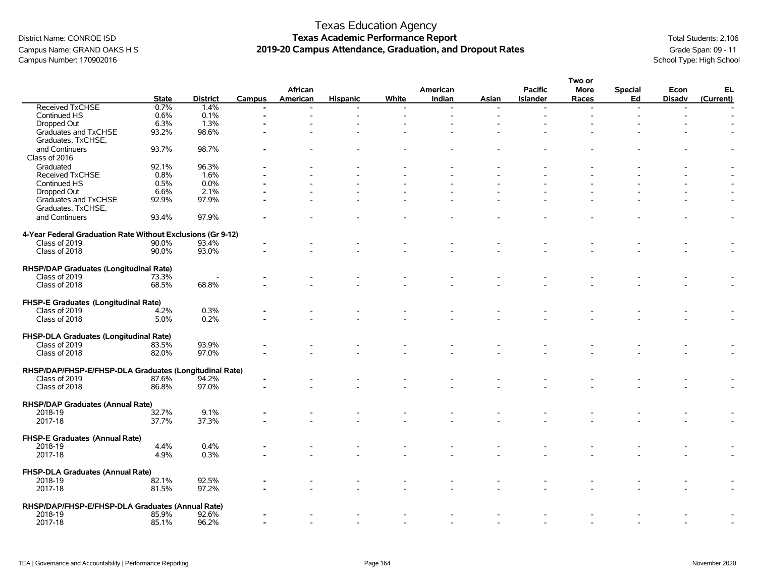# Texas Education Agency
## Texas Academic Performance Report
## 2019-20 Campus Attendance, Graduation, and Dropout Rates

District Name: CONROE ISD
Campus Name: GRAND OAKS H S
Campus Number: 170902016

Total Students: 2,106
Grade Span: 09 - 11
School Type: High School

| | State | District | Campus | African American | Hispanic | White | American Indian | Asian | Pacific Islander | Two or More Races | Special Ed | Econ Disadv | EL (Current) |
|---|---|---|---|---|---|---|---|---|---|---|---|---|---|
| Received TxCHSE | 0.7% | 1.4% | - | - | - | - | - | - | - | - | - | - | - |
| Continued HS | 0.6% | 0.1% | - | - | - | - | - | - | - | - | - | - | - |
| Dropped Out | 6.3% | 1.3% | - | - | - | - | - | - | - | - | - | - | - |
| Graduates and TxCHSE | 93.2% | 98.6% | - | - | - | - | - | - | - | - | - | - | - |
| Graduates, TxCHSE, and Continuers | 93.7% | 98.7% | - | - | - | - | - | - | - | - | - | - | - |
| Class of 2016 | | | | | | | | | | | | | |
| Graduated | 92.1% | 96.3% | - | - | - | - | - | - | - | - | - | - | - |
| Received TxCHSE | 0.8% | 1.6% | - | - | - | - | - | - | - | - | - | - | - |
| Continued HS | 0.5% | 0.0% | - | - | - | - | - | - | - | - | - | - | - |
| Dropped Out | 6.6% | 2.1% | - | - | - | - | - | - | - | - | - | - | - |
| Graduates and TxCHSE | 92.9% | 97.9% | - | - | - | - | - | - | - | - | - | - | - |
| Graduates, TxCHSE, and Continuers | 93.4% | 97.9% | - | - | - | - | - | - | - | - | - | - | - |
| **4-Year Federal Graduation Rate Without Exclusions (Gr 9-12)** | | | | | | | | | | | | | |
| Class of 2019 | 90.0% | 93.4% | - | - | - | - | - | - | - | - | - | - | - |
| Class of 2018 | 90.0% | 93.0% | - | - | - | - | - | - | - | - | - | - | - |
| **RHSP/DAP Graduates (Longitudinal Rate)** | | | | | | | | | | | | | |
| Class of 2019 | 73.3% | - | - | - | - | - | - | - | - | - | - | - | - |
| Class of 2018 | 68.5% | 68.8% | - | - | - | - | - | - | - | - | - | - | - |
| **FHSP-E Graduates (Longitudinal Rate)** | | | | | | | | | | | | | |
| Class of 2019 | 4.2% | 0.3% | - | - | - | - | - | - | - | - | - | - | - |
| Class of 2018 | 5.0% | 0.2% | - | - | - | - | - | - | - | - | - | - | - |
| **FHSP-DLA Graduates (Longitudinal Rate)** | | | | | | | | | | | | | |
| Class of 2019 | 83.5% | 93.9% | - | - | - | - | - | - | - | - | - | - | - |
| Class of 2018 | 82.0% | 97.0% | - | - | - | - | - | - | - | - | - | - | - |
| **RHSP/DAP/FHSP-E/FHSP-DLA Graduates (Longitudinal Rate)** | | | | | | | | | | | | | |
| Class of 2019 | 87.6% | 94.2% | - | - | - | - | - | - | - | - | - | - | - |
| Class of 2018 | 86.8% | 97.0% | - | - | - | - | - | - | - | - | - | - | - |
| **RHSP/DAP Graduates (Annual Rate)** | | | | | | | | | | | | | |
| 2018-19 | 32.7% | 9.1% | - | - | - | - | - | - | - | - | - | - | - |
| 2017-18 | 37.7% | 37.3% | - | - | - | - | - | - | - | - | - | - | - |
| **FHSP-E Graduates (Annual Rate)** | | | | | | | | | | | | | |
| 2018-19 | 4.4% | 0.4% | - | - | - | - | - | - | - | - | - | - | - |
| 2017-18 | 4.9% | 0.3% | - | - | - | - | - | - | - | - | - | - | - |
| **FHSP-DLA Graduates (Annual Rate)** | | | | | | | | | | | | | |
| 2018-19 | 82.1% | 92.5% | - | - | - | - | - | - | - | - | - | - | - |
| 2017-18 | 81.5% | 97.2% | - | - | - | - | - | - | - | - | - | - | - |
| **RHSP/DAP/FHSP-E/FHSP-DLA Graduates (Annual Rate)** | | | | | | | | | | | | | |
| 2018-19 | 85.9% | 92.6% | - | - | - | - | - | - | - | - | - | - | - |
| 2017-18 | 85.1% | 96.2% | - | - | - | - | - | - | - | - | - | - | - |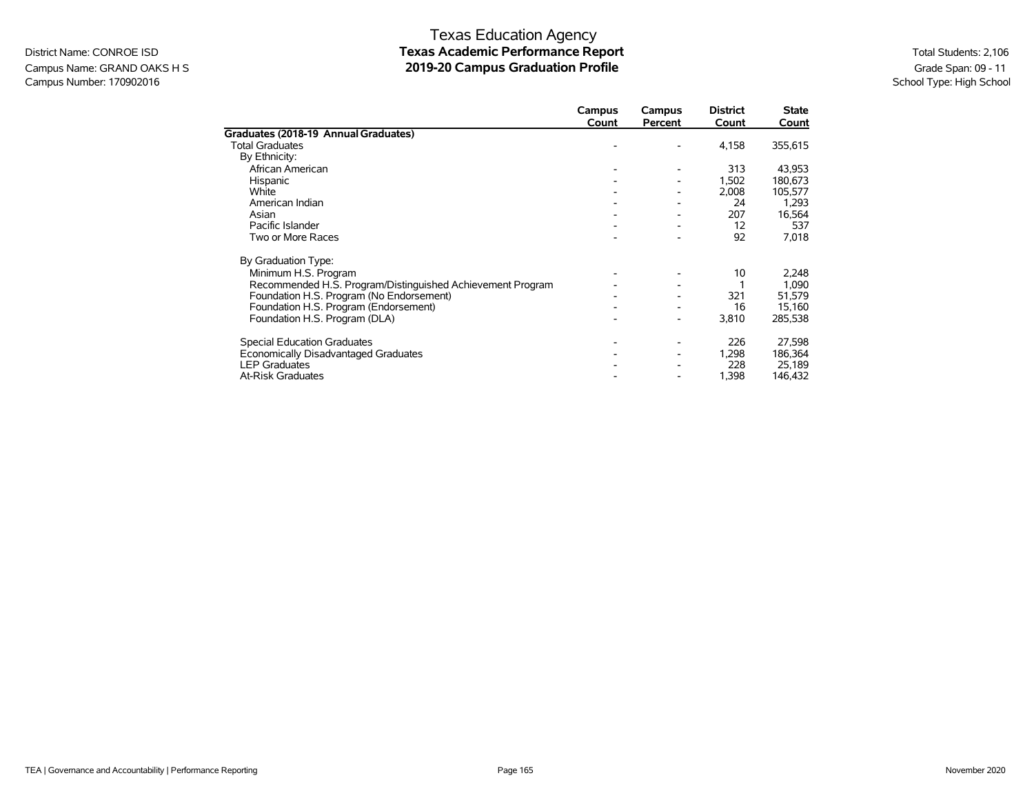District Name: CONROE ISD
Campus Name: GRAND OAKS H S
Campus Number: 170902016

# Texas Education Agency
## Texas Academic Performance Report
## 2019-20 Campus Graduation Profile

Total Students: 2,106
Grade Span: 09 - 11
School Type: High School

| | Campus Count | Campus Percent | District Count | State Count |
|---|---|---|---|---|
| **Graduates (2018-19 Annual Graduates)** | | | | |
| Total Graduates | - | - | 4,158 | 355,615 |
| By Ethnicity: | | | | |
| African American | - | - | 313 | 43,953 |
| Hispanic | - | - | 1,502 | 180,673 |
| White | - | - | 2,008 | 105,577 |
| American Indian | - | - | 24 | 1,293 |
| Asian | - | - | 207 | 16,564 |
| Pacific Islander | - | - | 12 | 537 |
| Two or More Races | - | - | 92 | 7,018 |
| By Graduation Type: | | | | |
| Minimum H.S. Program | - | - | 10 | 2,248 |
| Recommended H.S. Program/Distinguished Achievement Program | - | - | 1 | 1,090 |
| Foundation H.S. Program (No Endorsement) | - | - | 321 | 51,579 |
| Foundation H.S. Program (Endorsement) | - | - | 16 | 15,160 |
| Foundation H.S. Program (DLA) | - | - | 3,810 | 285,538 |
| Special Education Graduates | - | - | 226 | 27,598 |
| Economically Disadvantaged Graduates | - | - | 1,298 | 186,364 |
| LEP Graduates | - | - | 228 | 25,189 |
| At-Risk Graduates | - | - | 1,398 | 146,432 |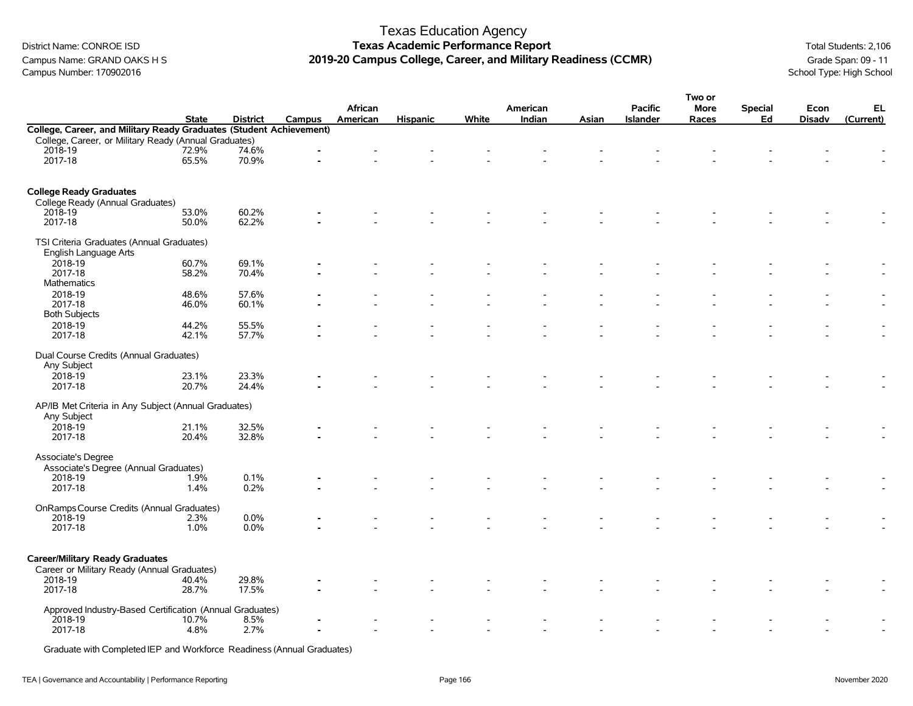# Texas Education Agency

## Texas Academic Performance Report

## 2019-20 Campus College, Career, and Military Readiness (CCMR)

District Name: CONROE ISD
Campus Name: GRAND OAKS H S
Campus Number: 170902016

Total Students: 2,106
Grade Span: 09 - 11
School Type: High School

| | State | District | Campus | African American | Hispanic | White | American Indian | Asian | Pacific Islander | Two or More Races | Special Ed | Econ Disadv | EL (Current) |
|---|---|---|---|---|---|---|---|---|---|---|---|---|---|
| **College, Career, and Military Ready Graduates (Student Achievement)** | | | | | | | | | | | | | |
| College, Career, or Military Ready (Annual Graduates) | | | | | | | | | | | | | |
| 2018-19 | 72.9% | 74.6% | - | - | - | - | - | - | - | - | - | - | - |
| 2017-18 | 65.5% | 70.9% | - | - | - | - | - | - | - | - | - | - | - |
| **College Ready Graduates** | | | | | | | | | | | | | |
| College Ready (Annual Graduates) | | | | | | | | | | | | | |
| 2018-19 | 53.0% | 60.2% | - | - | - | - | - | - | - | - | - | - | - |
| 2017-18 | 50.0% | 62.2% | - | - | - | - | - | - | - | - | - | - | - |
| TSI Criteria Graduates (Annual Graduates) | | | | | | | | | | | | | |
| English Language Arts | | | | | | | | | | | | | |
| 2018-19 | 60.7% | 69.1% | - | - | - | - | - | - | - | - | - | - | - |
| 2017-18 | 58.2% | 70.4% | - | - | - | - | - | - | - | - | - | - | - |
| Mathematics | | | | | | | | | | | | | |
| 2018-19 | 48.6% | 57.6% | - | - | - | - | - | - | - | - | - | - | - |
| 2017-18 | 46.0% | 60.1% | - | - | - | - | - | - | - | - | - | - | - |
| Both Subjects | | | | | | | | | | | | | |
| 2018-19 | 44.2% | 55.5% | - | - | - | - | - | - | - | - | - | - | - |
| 2017-18 | 42.1% | 57.7% | - | - | - | - | - | - | - | - | - | - | - |
| Dual Course Credits (Annual Graduates) | | | | | | | | | | | | | |
| Any Subject | | | | | | | | | | | | | |
| 2018-19 | 23.1% | 23.3% | - | - | - | - | - | - | - | - | - | - | - |
| 2017-18 | 20.7% | 24.4% | - | - | - | - | - | - | - | - | - | - | - |
| AP/IB Met Criteria in Any Subject (Annual Graduates) | | | | | | | | | | | | | |
| Any Subject | | | | | | | | | | | | | |
| 2018-19 | 21.1% | 32.5% | - | - | - | - | - | - | - | - | - | - | - |
| 2017-18 | 20.4% | 32.8% | - | - | - | - | - | - | - | - | - | - | - |
| Associate's Degree | | | | | | | | | | | | | |
| Associate's Degree (Annual Graduates) | | | | | | | | | | | | | |
| 2018-19 | 1.9% | 0.1% | - | - | - | - | - | - | - | - | - | - | - |
| 2017-18 | 1.4% | 0.2% | - | - | - | - | - | - | - | - | - | - | - |
| OnRamps Course Credits (Annual Graduates) | | | | | | | | | | | | | |
| 2018-19 | 2.3% | 0.0% | - | - | - | - | - | - | - | - | - | - | - |
| 2017-18 | 1.0% | 0.0% | - | - | - | - | - | - | - | - | - | - | - |
| **Career/Military Ready Graduates** | | | | | | | | | | | | | |
| Career or Military Ready (Annual Graduates) | | | | | | | | | | | | | |
| 2018-19 | 40.4% | 29.8% | - | - | - | - | - | - | - | - | - | - | - |
| 2017-18 | 28.7% | 17.5% | - | - | - | - | - | - | - | - | - | - | - |
| Approved Industry-Based Certification (Annual Graduates) | | | | | | | | | | | | | |
| 2018-19 | 10.7% | 8.5% | - | - | - | - | - | - | - | - | - | - | - |
| 2017-18 | 4.8% | 2.7% | - | - | - | - | - | - | - | - | - | - | - |
| Graduate with Completed IEP and Workforce Readiness (Annual Graduates) | | | | | | | | | | | | | |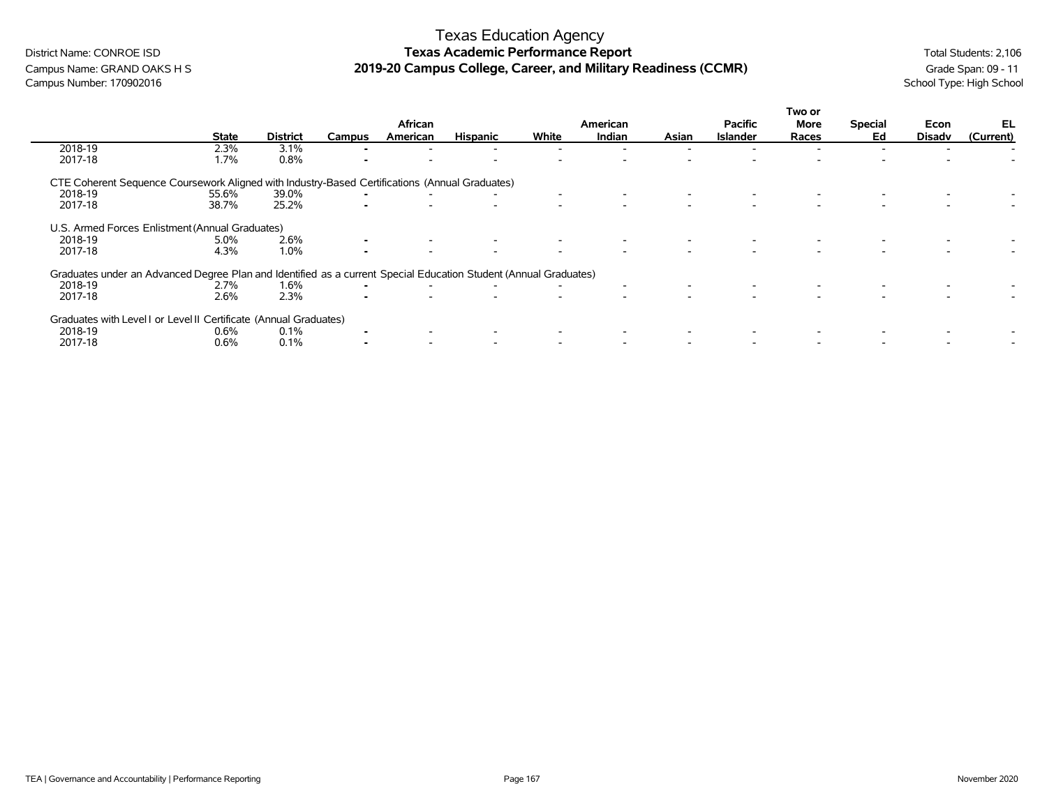Texas Education Agency

District Name: CONROE ISD
Campus Name: GRAND OAKS H S
Campus Number: 170902016

**Texas Academic Performance Report**

**2019-20 Campus College, Career, and Military Readiness (CCMR)**

Total Students: 2,106
Grade Span: 09 - 11
School Type: High School

| | State | District | Campus | African American | Hispanic | White | American Indian | Asian | Pacific Islander | Two or More Races | Special Ed | Econ Disadv | EL (Current) |
|---|---|---|---|---|---|---|---|---|---|---|---|---|---|
| 2018-19 | 2.3% | 3.1% | - | - | - | - | - | - | - | - | - | - | - |
| 2017-18 | 1.7% | 0.8% | - | - | - | - | - | - | - | - | - | - | - |
| **CTE Coherent Sequence Coursework Aligned with Industry-Based Certifications (Annual Graduates)** | | | | | | | | | | | | | |
| 2018-19 | 55.6% | 39.0% | - | - | - | - | - | - | - | - | - | - | - |
| 2017-18 | 38.7% | 25.2% | - | - | - | - | - | - | - | - | - | - | - |
| **U.S. Armed Forces Enlistment (Annual Graduates)** | | | | | | | | | | | | | |
| 2018-19 | 5.0% | 2.6% | - | - | - | - | - | - | - | - | - | - | - |
| 2017-18 | 4.3% | 1.0% | - | - | - | - | - | - | - | - | - | - | - |
| **Graduates under an Advanced Degree Plan and Identified as a current Special Education Student (Annual Graduates)** | | | | | | | | | | | | | |
| 2018-19 | 2.7% | 1.6% | - | - | - | - | - | - | - | - | - | - | - |
| 2017-18 | 2.6% | 2.3% | - | - | - | - | - | - | - | - | - | - | - |
| **Graduates with Level I or Level II Certificate (Annual Graduates)** | | | | | | | | | | | | | |
| 2018-19 | 0.6% | 0.1% | - | - | - | - | - | - | - | - | - | - | - |
| 2017-18 | 0.6% | 0.1% | - | - | - | - | - | - | - | - | - | - | - |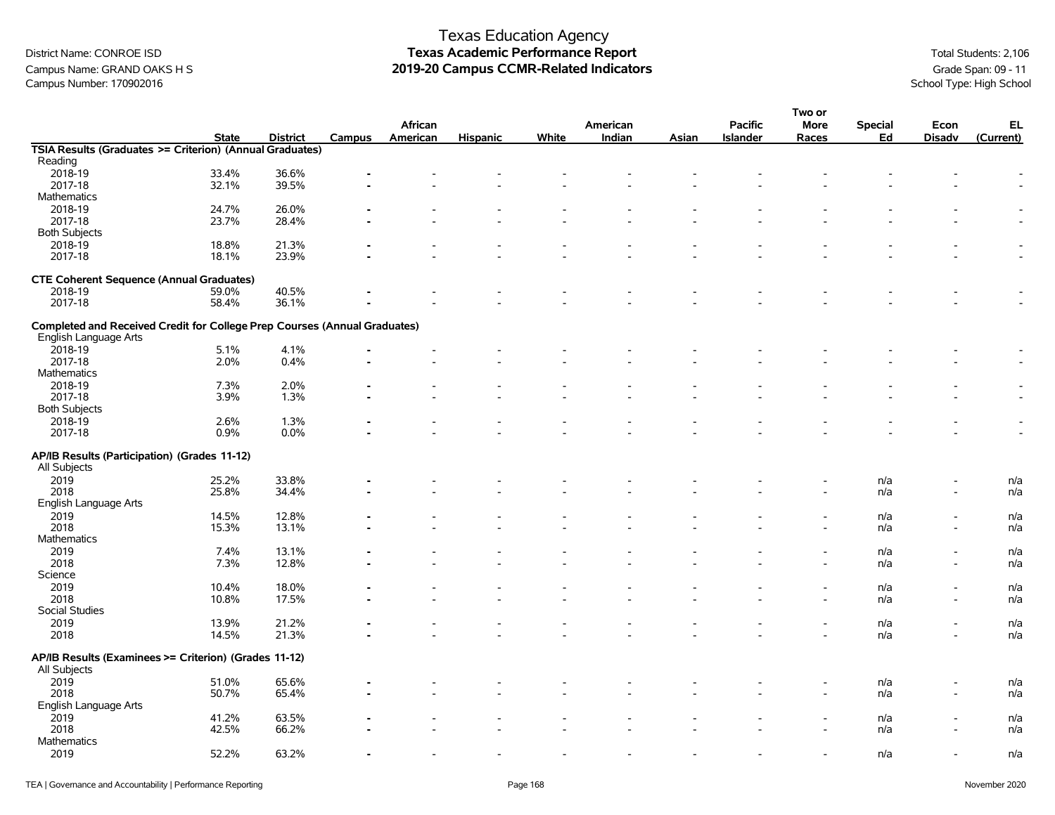# Texas Education Agency
## Texas Academic Performance Report
## 2019-20 Campus CCMR-Related Indicators

District Name: CONROE ISD
Campus Name: GRAND OAKS H S
Campus Number: 170902016

Total Students: 2,106
Grade Span: 09 - 11
School Type: High School

| | State | District | Campus | African American | Hispanic | White | American Indian | Asian | Pacific Islander | Two or More Races | Special Ed | Econ Disadv | EL (Current) |
|---|---|---|---|---|---|---|---|---|---|---|---|---|---|
| **TSIA Results (Graduates >= Criterion) (Annual Graduates)** | | | | | | | | | | | | | |
| Reading | | | | | | | | | | | | | |
| 2018-19 | 33.4% | 36.6% | - | - | - | - | - | - | - | - | - | - | - |
| 2017-18 | 32.1% | 39.5% | - | - | - | - | - | - | - | - | - | - | - |
| Mathematics | | | | | | | | | | | | | |
| 2018-19 | 24.7% | 26.0% | - | - | - | - | - | - | - | - | - | - | - |
| 2017-18 | 23.7% | 28.4% | - | - | - | - | - | - | - | - | - | - | - |
| Both Subjects | | | | | | | | | | | | | |
| 2018-19 | 18.8% | 21.3% | - | - | - | - | - | - | - | - | - | - | - |
| 2017-18 | 18.1% | 23.9% | - | - | - | - | - | - | - | - | - | - | - |
| **CTE Coherent Sequence (Annual Graduates)** | | | | | | | | | | | | | |
| 2018-19 | 59.0% | 40.5% | - | - | - | - | - | - | - | - | - | - | - |
| 2017-18 | 58.4% | 36.1% | - | - | - | - | - | - | - | - | - | - | - |
| **Completed and Received Credit for College Prep Courses (Annual Graduates)** | | | | | | | | | | | | | |
| English Language Arts | | | | | | | | | | | | | |
| 2018-19 | 5.1% | 4.1% | - | - | - | - | - | - | - | - | - | - | - |
| 2017-18 | 2.0% | 0.4% | - | - | - | - | - | - | - | - | - | - | - |
| Mathematics | | | | | | | | | | | | | |
| 2018-19 | 7.3% | 2.0% | - | - | - | - | - | - | - | - | - | - | - |
| 2017-18 | 3.9% | 1.3% | - | - | - | - | - | - | - | - | - | - | - |
| Both Subjects | | | | | | | | | | | | | |
| 2018-19 | 2.6% | 1.3% | - | - | - | - | - | - | - | - | - | - | - |
| 2017-18 | 0.9% | 0.0% | - | - | - | - | - | - | - | - | - | - | - |
| **AP/IB Results (Participation) (Grades 11-12)** | | | | | | | | | | | | | |
| All Subjects | | | | | | | | | | | | | |
| 2019 | 25.2% | 33.8% | - | - | - | - | - | - | - | - | n/a | - | n/a |
| 2018 | 25.8% | 34.4% | - | - | - | - | - | - | - | - | n/a | - | n/a |
| English Language Arts | | | | | | | | | | | | | |
| 2019 | 14.5% | 12.8% | - | - | - | - | - | - | - | - | n/a | - | n/a |
| 2018 | 15.3% | 13.1% | - | - | - | - | - | - | - | - | n/a | - | n/a |
| Mathematics | | | | | | | | | | | | | |
| 2019 | 7.4% | 13.1% | - | - | - | - | - | - | - | - | n/a | - | n/a |
| 2018 | 7.3% | 12.8% | - | - | - | - | - | - | - | - | n/a | - | n/a |
| Science | | | | | | | | | | | | | |
| 2019 | 10.4% | 18.0% | - | - | - | - | - | - | - | - | n/a | - | n/a |
| 2018 | 10.8% | 17.5% | - | - | - | - | - | - | - | - | n/a | - | n/a |
| Social Studies | | | | | | | | | | | | | |
| 2019 | 13.9% | 21.2% | - | - | - | - | - | - | - | - | n/a | - | n/a |
| 2018 | 14.5% | 21.3% | - | - | - | - | - | - | - | - | n/a | - | n/a |
| **AP/IB Results (Examinees >= Criterion) (Grades 11-12)** | | | | | | | | | | | | | |
| All Subjects | | | | | | | | | | | | | |
| 2019 | 51.0% | 65.6% | - | - | - | - | - | - | - | - | n/a | - | n/a |
| 2018 | 50.7% | 65.4% | - | - | - | - | - | - | - | - | n/a | - | n/a |
| English Language Arts | | | | | | | | | | | | | |
| 2019 | 41.2% | 63.5% | - | - | - | - | - | - | - | - | n/a | - | n/a |
| 2018 | 42.5% | 66.2% | - | - | - | - | - | - | - | - | n/a | - | n/a |
| Mathematics | | | | | | | | | | | | | |
| 2019 | 52.2% | 63.2% | - | - | - | - | - | - | - | - | n/a | - | n/a |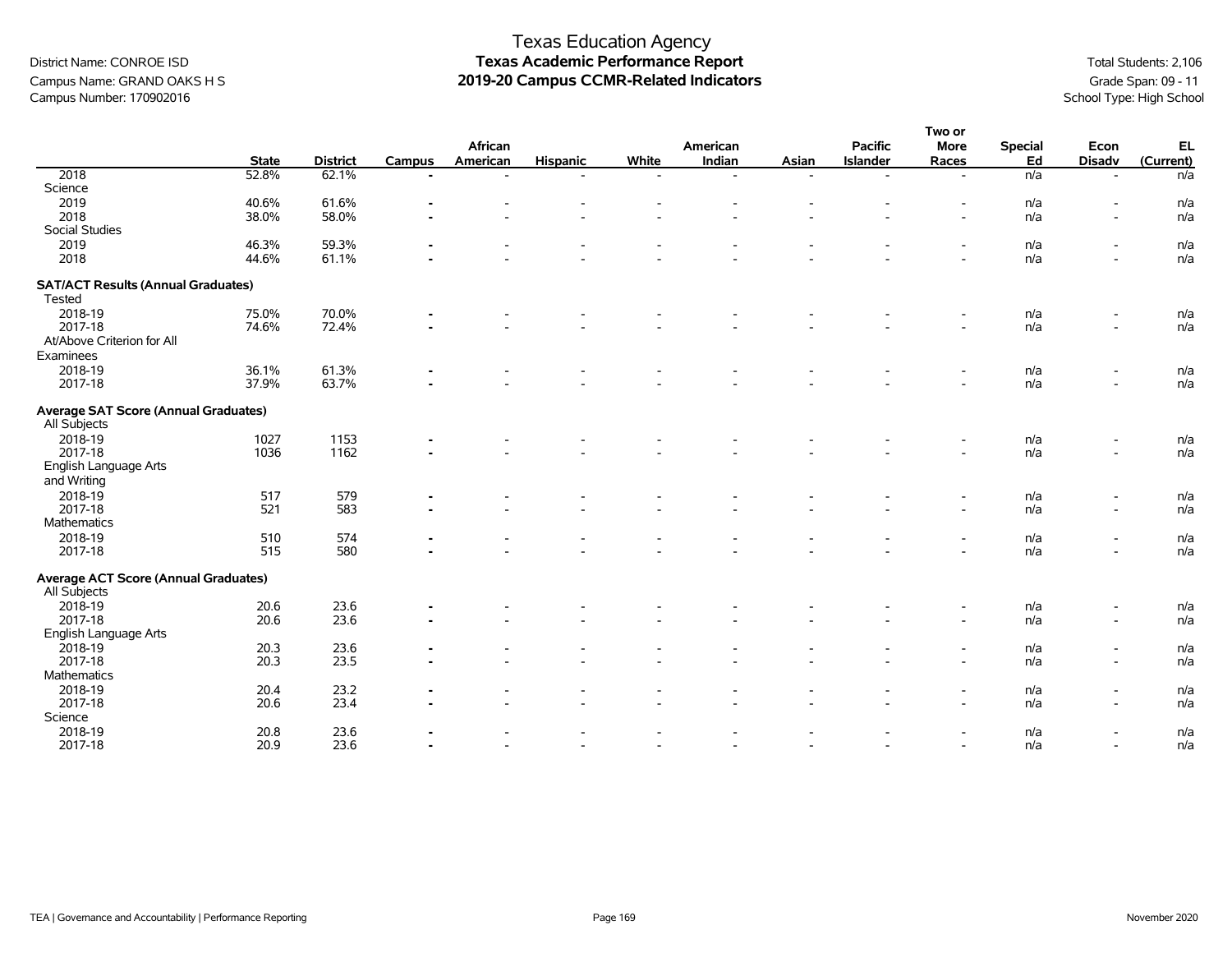Texas Education Agency
**Texas Academic Performance Report**
**2019-20 Campus CCMR-Related Indicators**

District Name: CONROE ISD
Campus Name: GRAND OAKS H S
Campus Number: 170902016

Total Students: 2,106
Grade Span: 09 - 11
School Type: High School

| | State | District | Campus | African American | Hispanic | White | American Indian | Asian | Pacific Islander | Two or More Races | Special Ed | Econ Disadv | EL (Current) |
|---|---|---|---|---|---|---|---|---|---|---|---|---|---|
| 2018 | 52.8% | 62.1% | - | - | - | - | - | - | - | - | n/a | - | n/a |
| Science | | | | | | | | | | | | | |
| 2019 | 40.6% | 61.6% | - | - | - | - | - | - | - | - | n/a | - | n/a |
| 2018 | 38.0% | 58.0% | - | - | - | - | - | - | - | - | n/a | - | n/a |
| Social Studies | | | | | | | | | | | | | |
| 2019 | 46.3% | 59.3% | - | - | - | - | - | - | - | - | n/a | - | n/a |
| 2018 | 44.6% | 61.1% | - | - | - | - | - | - | - | - | n/a | - | n/a |
| **SAT/ACT Results (Annual Graduates)** | | | | | | | | | | | | | |
| Tested | | | | | | | | | | | | | |
| 2018-19 | 75.0% | 70.0% | - | - | - | - | - | - | - | - | n/a | - | n/a |
| 2017-18 | 74.6% | 72.4% | - | - | - | - | - | - | - | - | n/a | - | n/a |
| At/Above Criterion for All Examinees | | | | | | | | | | | | | |
| 2018-19 | 36.1% | 61.3% | - | - | - | - | - | - | - | - | n/a | - | n/a |
| 2017-18 | 37.9% | 63.7% | - | - | - | - | - | - | - | - | n/a | - | n/a |
| **Average SAT Score (Annual Graduates)** | | | | | | | | | | | | | |
| All Subjects | | | | | | | | | | | | | |
| 2018-19 | 1027 | 1153 | - | - | - | - | - | - | - | - | n/a | - | n/a |
| 2017-18 | 1036 | 1162 | - | - | - | - | - | - | - | - | n/a | - | n/a |
| English Language Arts and Writing | | | | | | | | | | | | | |
| 2018-19 | 517 | 579 | - | - | - | - | - | - | - | - | n/a | - | n/a |
| 2017-18 | 521 | 583 | - | - | - | - | - | - | - | - | n/a | - | n/a |
| Mathematics | | | | | | | | | | | | | |
| 2018-19 | 510 | 574 | - | - | - | - | - | - | - | - | n/a | - | n/a |
| 2017-18 | 515 | 580 | - | - | - | - | - | - | - | - | n/a | - | n/a |
| **Average ACT Score (Annual Graduates)** | | | | | | | | | | | | | |
| All Subjects | | | | | | | | | | | | | |
| 2018-19 | 20.6 | 23.6 | - | - | - | - | - | - | - | - | n/a | - | n/a |
| 2017-18 | 20.6 | 23.6 | - | - | - | - | - | - | - | - | n/a | - | n/a |
| English Language Arts | | | | | | | | | | | | | |
| 2018-19 | 20.3 | 23.6 | - | - | - | - | - | - | - | - | n/a | - | n/a |
| 2017-18 | 20.3 | 23.5 | - | - | - | - | - | - | - | - | n/a | - | n/a |
| Mathematics | | | | | | | | | | | | | |
| 2018-19 | 20.4 | 23.2 | - | - | - | - | - | - | - | - | n/a | - | n/a |
| 2017-18 | 20.6 | 23.4 | - | - | - | - | - | - | - | - | n/a | - | n/a |
| Science | | | | | | | | | | | | | |
| 2018-19 | 20.8 | 23.6 | - | - | - | - | - | - | - | - | n/a | - | n/a |
| 2017-18 | 20.9 | 23.6 | - | - | - | - | - | - | - | - | n/a | - | n/a |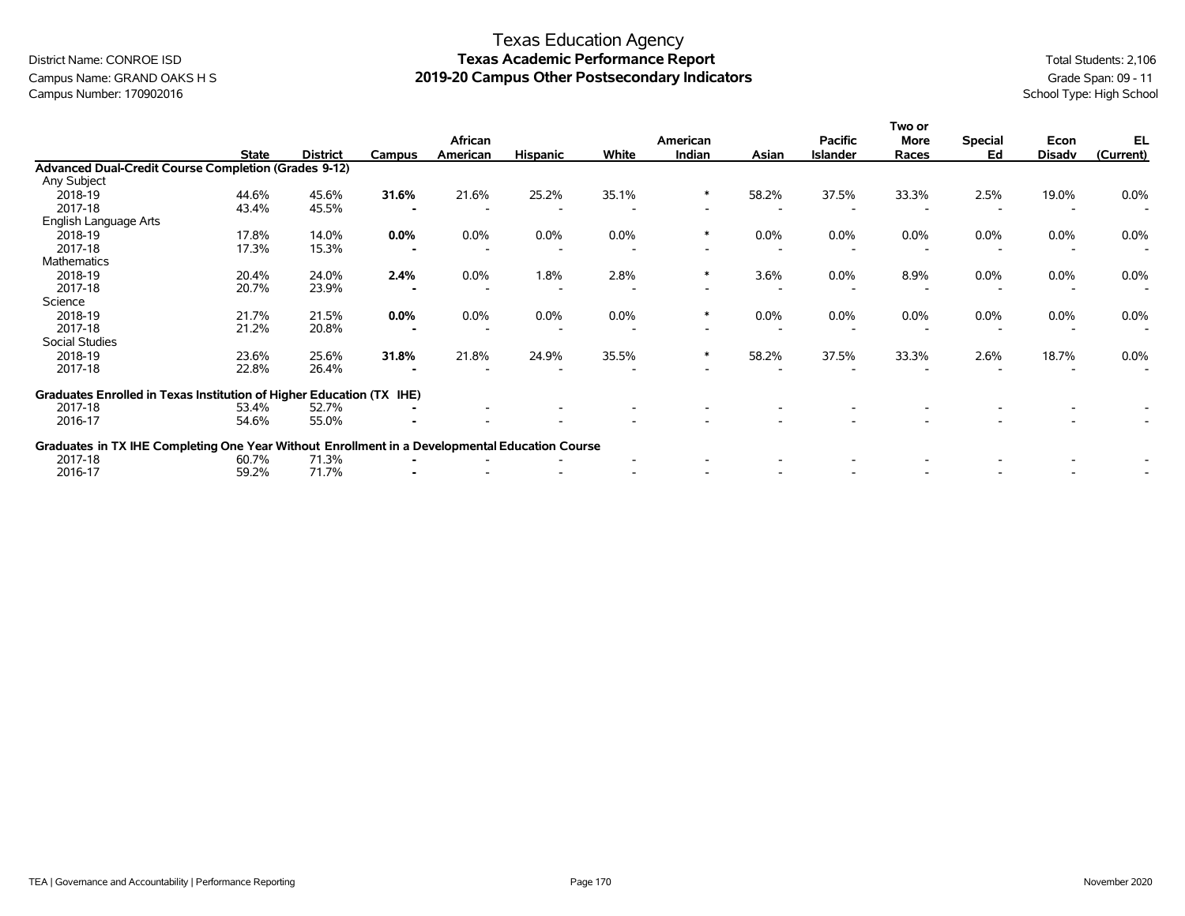# Texas Education Agency
## Texas Academic Performance Report
## 2019-20 Campus Other Postsecondary Indicators

District Name: CONROE ISD
Campus Name: GRAND OAKS H S
Campus Number: 170902016

Total Students: 2,106
Grade Span: 09 - 11
School Type: High School

| | State | District | Campus | African American | Hispanic | White | American Indian | Asian | Pacific Islander | Two or More Races | Special Ed | Econ Disadv | EL (Current) |
|---|---|---|---|---|---|---|---|---|---|---|---|---|---|
| **Advanced Dual-Credit Course Completion (Grades 9-12)** | | | | | | | | | | | | | |
| Any Subject | | | | | | | | | | | | | |
| 2018-19 | 44.6% | 45.6% | **31.6%** | 21.6% | 25.2% | 35.1% | * | 58.2% | 37.5% | 33.3% | 2.5% | 19.0% | 0.0% |
| 2017-18 | 43.4% | 45.5% | **-** | - | - | - | - | - | - | - | - | - | - |
| English Language Arts | | | | | | | | | | | | | |
| 2018-19 | 17.8% | 14.0% | **0.0%** | 0.0% | 0.0% | 0.0% | * | 0.0% | 0.0% | 0.0% | 0.0% | 0.0% | 0.0% |
| 2017-18 | 17.3% | 15.3% | **-** | - | - | - | - | - | - | - | - | - | - |
| Mathematics | | | | | | | | | | | | | |
| 2018-19 | 20.4% | 24.0% | **2.4%** | 0.0% | 1.8% | 2.8% | * | 3.6% | 0.0% | 8.9% | 0.0% | 0.0% | 0.0% |
| 2017-18 | 20.7% | 23.9% | **-** | - | - | - | - | - | - | - | - | - | - |
| Science | | | | | | | | | | | | | |
| 2018-19 | 21.7% | 21.5% | **0.0%** | 0.0% | 0.0% | 0.0% | * | 0.0% | 0.0% | 0.0% | 0.0% | 0.0% | 0.0% |
| 2017-18 | 21.2% | 20.8% | **-** | - | - | - | - | - | - | - | - | - | - |
| Social Studies | | | | | | | | | | | | | |
| 2018-19 | 23.6% | 25.6% | **31.8%** | 21.8% | 24.9% | 35.5% | * | 58.2% | 37.5% | 33.3% | 2.6% | 18.7% | 0.0% |
| 2017-18 | 22.8% | 26.4% | **-** | - | - | - | - | - | - | - | - | - | - |
| **Graduates Enrolled in Texas Institution of Higher Education (TX IHE)** | | | | | | | | | | | | | |
| 2017-18 | 53.4% | 52.7% | **-** | - | - | - | - | - | - | - | - | - | - |
| 2016-17 | 54.6% | 55.0% | **-** | - | - | - | - | - | - | - | - | - | - |
| **Graduates in TX IHE Completing One Year Without Enrollment in a Developmental Education Course** | | | | | | | | | | | | | |
| 2017-18 | 60.7% | 71.3% | **-** | - | - | - | - | - | - | - | - | - | - |
| 2016-17 | 59.2% | 71.7% | **-** | - | - | - | - | - | - | - | - | - | - |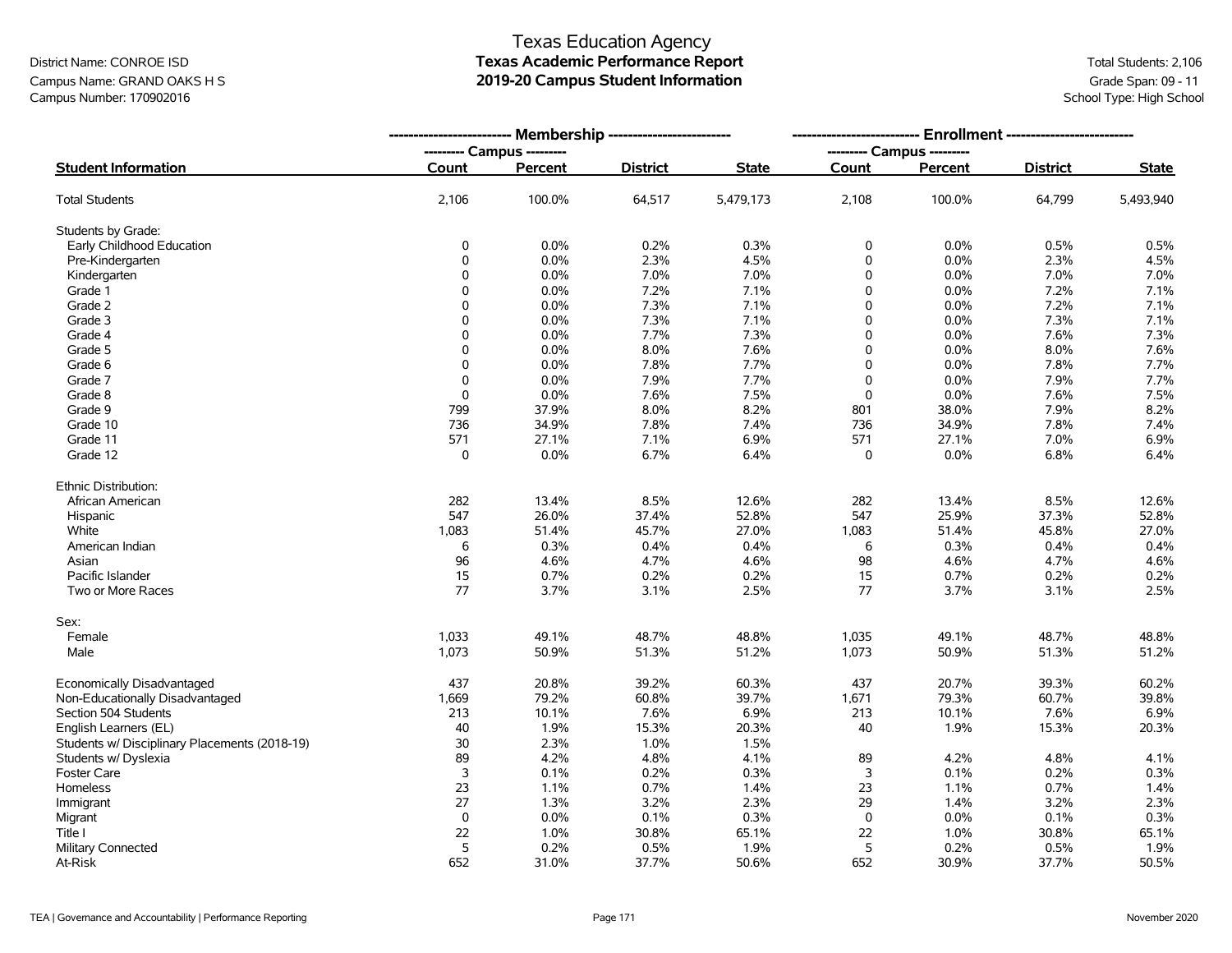District Name: CONROE ISD
Campus Name: GRAND OAKS H S
Campus Number: 170902016

# Texas Education Agency
## Texas Academic Performance Report
## 2019-20 Campus Student Information

Total Students: 2,106
Grade Span: 09 - 11
School Type: High School

| | Membership | | | | Enrollment | | | |
|---|---|---|---|---|---|---|---|---|
| | Campus | | | | Campus | | | |
| **Student Information** | **Count** | **Percent** | **District** | **State** | **Count** | **Percent** | **District** | **State** |
| Total Students | 2,106 | 100.0% | 64,517 | 5,479,173 | 2,108 | 100.0% | 64,799 | 5,493,940 |
| Students by Grade: | | | | | | | | |
| Early Childhood Education | 0 | 0.0% | 0.2% | 0.3% | 0 | 0.0% | 0.5% | 0.5% |
| Pre-Kindergarten | 0 | 0.0% | 2.3% | 4.5% | 0 | 0.0% | 2.3% | 4.5% |
| Kindergarten | 0 | 0.0% | 7.0% | 7.0% | 0 | 0.0% | 7.0% | 7.0% |
| Grade 1 | 0 | 0.0% | 7.2% | 7.1% | 0 | 0.0% | 7.2% | 7.1% |
| Grade 2 | 0 | 0.0% | 7.3% | 7.1% | 0 | 0.0% | 7.2% | 7.1% |
| Grade 3 | 0 | 0.0% | 7.3% | 7.1% | 0 | 0.0% | 7.3% | 7.1% |
| Grade 4 | 0 | 0.0% | 7.7% | 7.3% | 0 | 0.0% | 7.6% | 7.3% |
| Grade 5 | 0 | 0.0% | 8.0% | 7.6% | 0 | 0.0% | 8.0% | 7.6% |
| Grade 6 | 0 | 0.0% | 7.8% | 7.7% | 0 | 0.0% | 7.8% | 7.7% |
| Grade 7 | 0 | 0.0% | 7.9% | 7.7% | 0 | 0.0% | 7.9% | 7.7% |
| Grade 8 | 0 | 0.0% | 7.6% | 7.5% | 0 | 0.0% | 7.6% | 7.5% |
| Grade 9 | 799 | 37.9% | 8.0% | 8.2% | 801 | 38.0% | 7.9% | 8.2% |
| Grade 10 | 736 | 34.9% | 7.8% | 7.4% | 736 | 34.9% | 7.8% | 7.4% |
| Grade 11 | 571 | 27.1% | 7.1% | 6.9% | 571 | 27.1% | 7.0% | 6.9% |
| Grade 12 | 0 | 0.0% | 6.7% | 6.4% | 0 | 0.0% | 6.8% | 6.4% |
| Ethnic Distribution: | | | | | | | | |
| African American | 282 | 13.4% | 8.5% | 12.6% | 282 | 13.4% | 8.5% | 12.6% |
| Hispanic | 547 | 26.0% | 37.4% | 52.8% | 547 | 25.9% | 37.3% | 52.8% |
| White | 1,083 | 51.4% | 45.7% | 27.0% | 1,083 | 51.4% | 45.8% | 27.0% |
| American Indian | 6 | 0.3% | 0.4% | 0.4% | 6 | 0.3% | 0.4% | 0.4% |
| Asian | 96 | 4.6% | 4.7% | 4.6% | 98 | 4.6% | 4.7% | 4.6% |
| Pacific Islander | 15 | 0.7% | 0.2% | 0.2% | 15 | 0.7% | 0.2% | 0.2% |
| Two or More Races | 77 | 3.7% | 3.1% | 2.5% | 77 | 3.7% | 3.1% | 2.5% |
| Sex: | | | | | | | | |
| Female | 1,033 | 49.1% | 48.7% | 48.8% | 1,035 | 49.1% | 48.7% | 48.8% |
| Male | 1,073 | 50.9% | 51.3% | 51.2% | 1,073 | 50.9% | 51.3% | 51.2% |
| Economically Disadvantaged | 437 | 20.8% | 39.2% | 60.3% | 437 | 20.7% | 39.3% | 60.2% |
| Non-Educationally Disadvantaged | 1,669 | 79.2% | 60.8% | 39.7% | 1,671 | 79.3% | 60.7% | 39.8% |
| Section 504 Students | 213 | 10.1% | 7.6% | 6.9% | 213 | 10.1% | 7.6% | 6.9% |
| English Learners (EL) | 40 | 1.9% | 15.3% | 20.3% | 40 | 1.9% | 15.3% | 20.3% |
| Students w/ Disciplinary Placements (2018-19) | 30 | 2.3% | 1.0% | 1.5% | | | | |
| Students w/ Dyslexia | 89 | 4.2% | 4.8% | 4.1% | 89 | 4.2% | 4.8% | 4.1% |
| Foster Care | 3 | 0.1% | 0.2% | 0.3% | 3 | 0.1% | 0.2% | 0.3% |
| Homeless | 23 | 1.1% | 0.7% | 1.4% | 23 | 1.1% | 0.7% | 1.4% |
| Immigrant | 27 | 1.3% | 3.2% | 2.3% | 29 | 1.4% | 3.2% | 2.3% |
| Migrant | 0 | 0.0% | 0.1% | 0.3% | 0 | 0.0% | 0.1% | 0.3% |
| Title I | 22 | 1.0% | 30.8% | 65.1% | 22 | 1.0% | 30.8% | 65.1% |
| Military Connected | 5 | 0.2% | 0.5% | 1.9% | 5 | 0.2% | 0.5% | 1.9% |
| At-Risk | 652 | 31.0% | 37.7% | 50.6% | 652 | 30.9% | 37.7% | 50.5% |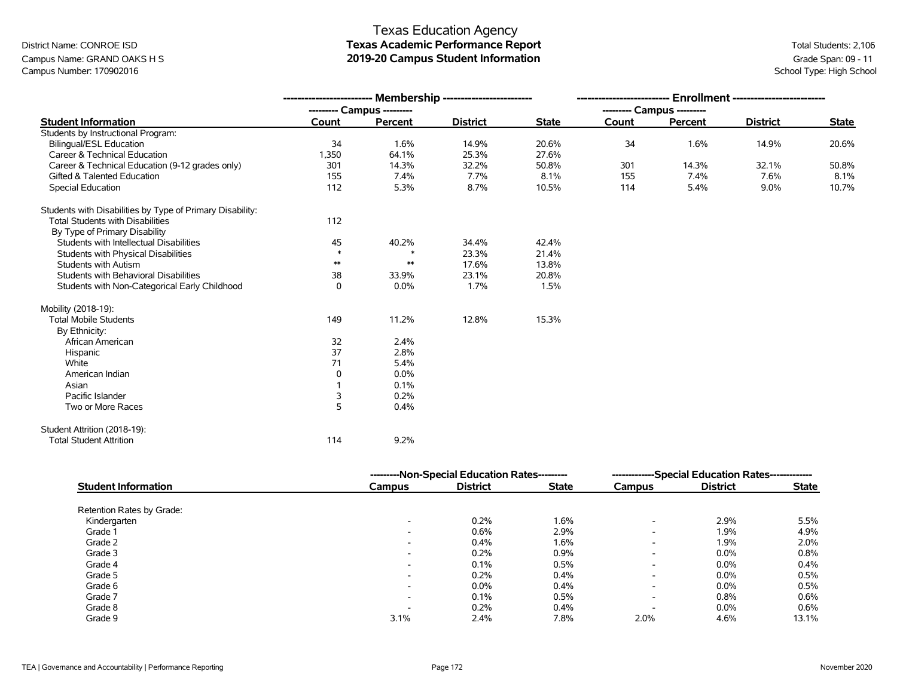Texas Education Agency

**Texas Academic Performance Report**

**2019-20 Campus Student Information**

District Name: CONROE ISD
Campus Name: GRAND OAKS H S
Campus Number: 170902016

Total Students: 2,106
Grade Span: 09 - 11
School Type: High School

| | Membership | | | | Enrollment | | | |
|---|---|---|---|---|---|---|---|---|
| | Campus | | | | Campus | | | |
| **Student Information** | **Count** | **Percent** | **District** | **State** | **Count** | **Percent** | **District** | **State** |
| Students by Instructional Program: | | | | | | | | |
| Bilingual/ESL Education | 34 | 1.6% | 14.9% | 20.6% | 34 | 1.6% | 14.9% | 20.6% |
| Career & Technical Education | 1,350 | 64.1% | 25.3% | 27.6% | | | | |
| Career & Technical Education (9-12 grades only) | 301 | 14.3% | 32.2% | 50.8% | 301 | 14.3% | 32.1% | 50.8% |
| Gifted & Talented Education | 155 | 7.4% | 7.7% | 8.1% | 155 | 7.4% | 7.6% | 8.1% |
| Special Education | 112 | 5.3% | 8.7% | 10.5% | 114 | 5.4% | 9.0% | 10.7% |
| Students with Disabilities by Type of Primary Disability: | | | | | | | | |
| Total Students with Disabilities | 112 | | | | | | | |
| By Type of Primary Disability | | | | | | | | |
| Students with Intellectual Disabilities | 45 | 40.2% | 34.4% | 42.4% | | | | |
| Students with Physical Disabilities | * | * | 23.3% | 21.4% | | | | |
| Students with Autism | ** | ** | 17.6% | 13.8% | | | | |
| Students with Behavioral Disabilities | 38 | 33.9% | 23.1% | 20.8% | | | | |
| Students with Non-Categorical Early Childhood | 0 | 0.0% | 1.7% | 1.5% | | | | |
| Mobility (2018-19): | | | | | | | | |
| Total Mobile Students | 149 | 11.2% | 12.8% | 15.3% | | | | |
| By Ethnicity: | | | | | | | | |
| African American | 32 | 2.4% | | | | | | |
| Hispanic | 37 | 2.8% | | | | | | |
| White | 71 | 5.4% | | | | | | |
| American Indian | 0 | 0.0% | | | | | | |
| Asian | 1 | 0.1% | | | | | | |
| Pacific Islander | 3 | 0.2% | | | | | | |
| Two or More Races | 5 | 0.4% | | | | | | |
| Student Attrition (2018-19): | | | | | | | | |
| Total Student Attrition | 114 | 9.2% | | | | | | |

| | Non-Special Education Rates | | | Special Education Rates | | |
|---|---|---|---|---|---|---|
| **Student Information** | **Campus** | **District** | **State** | **Campus** | **District** | **State** |
| Retention Rates by Grade: | | | | | | |
| Kindergarten | - | 0.2% | 1.6% | - | 2.9% | 5.5% |
| Grade 1 | - | 0.6% | 2.9% | - | 1.9% | 4.9% |
| Grade 2 | - | 0.4% | 1.6% | - | 1.9% | 2.0% |
| Grade 3 | - | 0.2% | 0.9% | - | 0.0% | 0.8% |
| Grade 4 | - | 0.1% | 0.5% | - | 0.0% | 0.4% |
| Grade 5 | - | 0.2% | 0.4% | - | 0.0% | 0.5% |
| Grade 6 | - | 0.0% | 0.4% | - | 0.0% | 0.5% |
| Grade 7 | - | 0.1% | 0.5% | - | 0.8% | 0.6% |
| Grade 8 | - | 0.2% | 0.4% | - | 0.0% | 0.6% |
| Grade 9 | 3.1% | 2.4% | 7.8% | 2.0% | 4.6% | 13.1% |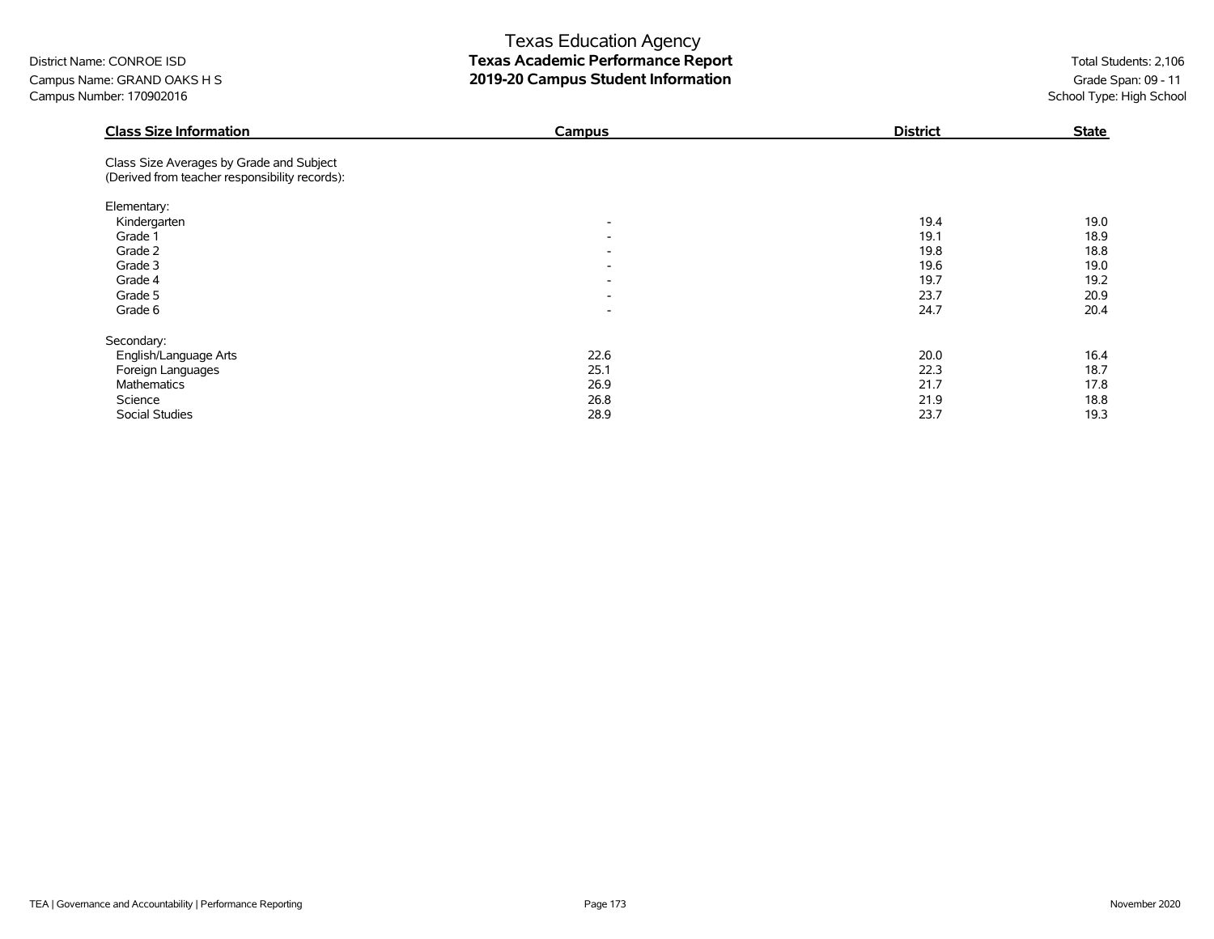Texas Education Agency
**Texas Academic Performance Report**
**2019-20 Campus Student Information**

District Name: CONROE ISD
Campus Name: GRAND OAKS H S
Campus Number: 170902016

Total Students: 2,106
Grade Span: 09 - 11
School Type: High School

| Class Size Information | Campus | District | State |
|---|---|---|---|
| Class Size Averages by Grade and Subject (Derived from teacher responsibility records): | | | |
| Elementary: | | | |
| Kindergarten | - | 19.4 | 19.0 |
| Grade 1 | - | 19.1 | 18.9 |
| Grade 2 | - | 19.8 | 18.8 |
| Grade 3 | - | 19.6 | 19.0 |
| Grade 4 | - | 19.7 | 19.2 |
| Grade 5 | - | 23.7 | 20.9 |
| Grade 6 | - | 24.7 | 20.4 |
| Secondary: | | | |
| English/Language Arts | 22.6 | 20.0 | 16.4 |
| Foreign Languages | 25.1 | 22.3 | 18.7 |
| Mathematics | 26.9 | 21.7 | 17.8 |
| Science | 26.8 | 21.9 | 18.8 |
| Social Studies | 28.9 | 23.7 | 19.3 |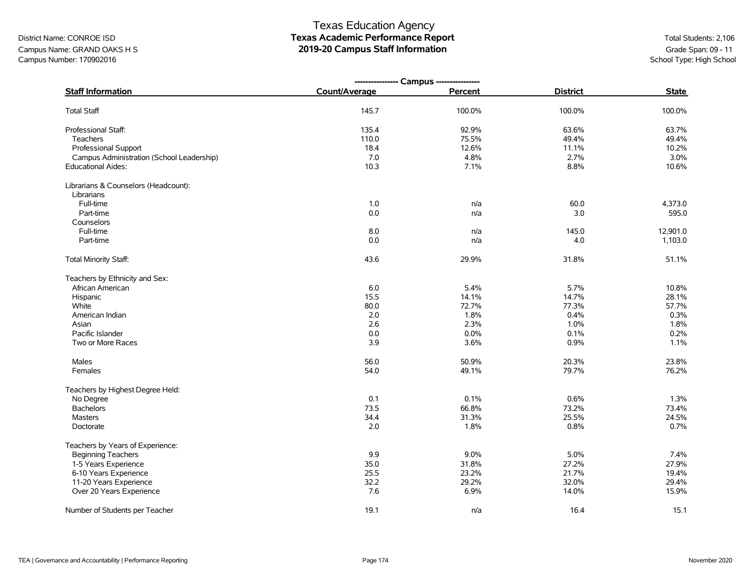Texas Education Agency

**Texas Academic Performance Report**

**2019-20 Campus Staff Information**

District Name: CONROE ISD
Campus Name: GRAND OAKS H S
Campus Number: 170902016

Total Students: 2,106
Grade Span: 09 - 11
School Type: High School

| Staff Information | Campus Count/Average | Campus Percent | District | State |
|---|---|---|---|---|
| Total Staff | 145.7 | 100.0% | 100.0% | 100.0% |
| Professional Staff: | 135.4 | 92.9% | 63.6% | 63.7% |
| Teachers | 110.0 | 75.5% | 49.4% | 49.4% |
| Professional Support | 18.4 | 12.6% | 11.1% | 10.2% |
| Campus Administration (School Leadership) | 7.0 | 4.8% | 2.7% | 3.0% |
| Educational Aides: | 10.3 | 7.1% | 8.8% | 10.6% |
| Librarians & Counselors (Headcount): | | | | |
| Librarians | | | | |
| Full-time | 1.0 | n/a | 60.0 | 4,373.0 |
| Part-time | 0.0 | n/a | 3.0 | 595.0 |
| Counselors | | | | |
| Full-time | 8.0 | n/a | 145.0 | 12,901.0 |
| Part-time | 0.0 | n/a | 4.0 | 1,103.0 |
| Total Minority Staff: | 43.6 | 29.9% | 31.8% | 51.1% |
| Teachers by Ethnicity and Sex: | | | | |
| African American | 6.0 | 5.4% | 5.7% | 10.8% |
| Hispanic | 15.5 | 14.1% | 14.7% | 28.1% |
| White | 80.0 | 72.7% | 77.3% | 57.7% |
| American Indian | 2.0 | 1.8% | 0.4% | 0.3% |
| Asian | 2.6 | 2.3% | 1.0% | 1.8% |
| Pacific Islander | 0.0 | 0.0% | 0.1% | 0.2% |
| Two or More Races | 3.9 | 3.6% | 0.9% | 1.1% |
| Males | 56.0 | 50.9% | 20.3% | 23.8% |
| Females | 54.0 | 49.1% | 79.7% | 76.2% |
| Teachers by Highest Degree Held: | | | | |
| No Degree | 0.1 | 0.1% | 0.6% | 1.3% |
| Bachelors | 73.5 | 66.8% | 73.2% | 73.4% |
| Masters | 34.4 | 31.3% | 25.5% | 24.5% |
| Doctorate | 2.0 | 1.8% | 0.8% | 0.7% |
| Teachers by Years of Experience: | | | | |
| Beginning Teachers | 9.9 | 9.0% | 5.0% | 7.4% |
| 1-5 Years Experience | 35.0 | 31.8% | 27.2% | 27.9% |
| 6-10 Years Experience | 25.5 | 23.2% | 21.7% | 19.4% |
| 11-20 Years Experience | 32.2 | 29.2% | 32.0% | 29.4% |
| Over 20 Years Experience | 7.6 | 6.9% | 14.0% | 15.9% |
| Number of Students per Teacher | 19.1 | n/a | 16.4 | 15.1 |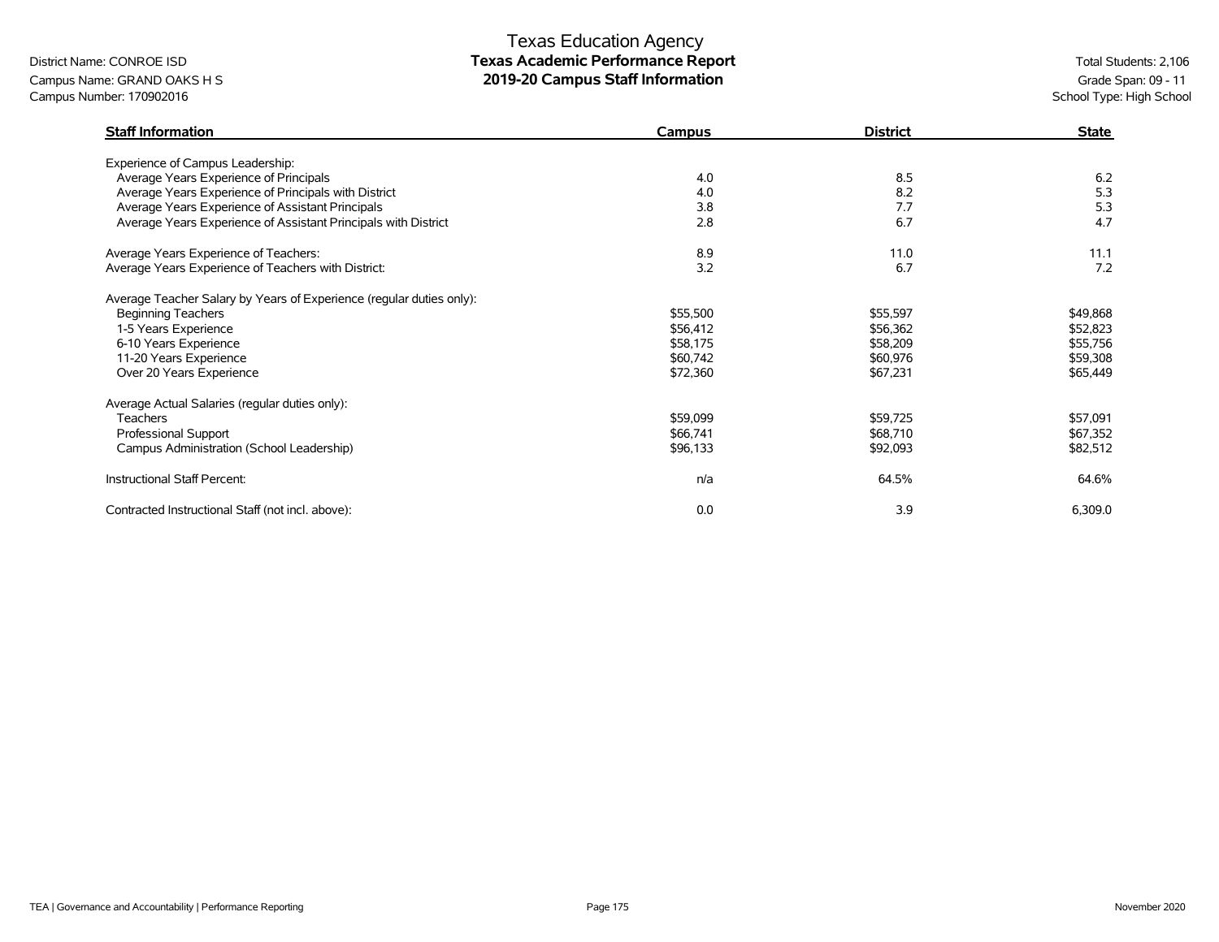Texas Education Agency

District Name: CONROE ISD

Campus Name: GRAND OAKS H S

Campus Number: 170902016

**Texas Academic Performance Report**

**2019-20 Campus Staff Information**

Total Students: 2,106

Grade Span: 09 - 11

School Type: High School

| Staff Information | Campus | District | State |
|---|---|---|---|
| Experience of Campus Leadership: | | | |
| Average Years Experience of Principals | 4.0 | 8.5 | 6.2 |
| Average Years Experience of Principals with District | 4.0 | 8.2 | 5.3 |
| Average Years Experience of Assistant Principals | 3.8 | 7.7 | 5.3 |
| Average Years Experience of Assistant Principals with District | 2.8 | 6.7 | 4.7 |
| Average Years Experience of Teachers: | 8.9 | 11.0 | 11.1 |
| Average Years Experience of Teachers with District: | 3.2 | 6.7 | 7.2 |
| Average Teacher Salary by Years of Experience (regular duties only): | | | |
| Beginning Teachers | $55,500 | $55,597 | $49,868 |
| 1-5 Years Experience | $56,412 | $56,362 | $52,823 |
| 6-10 Years Experience | $58,175 | $58,209 | $55,756 |
| 11-20 Years Experience | $60,742 | $60,976 | $59,308 |
| Over 20 Years Experience | $72,360 | $67,231 | $65,449 |
| Average Actual Salaries (regular duties only): | | | |
| Teachers | $59,099 | $59,725 | $57,091 |
| Professional Support | $66,741 | $68,710 | $67,352 |
| Campus Administration (School Leadership) | $96,133 | $92,093 | $82,512 |
| Instructional Staff Percent: | n/a | 64.5% | 64.6% |
| Contracted Instructional Staff (not incl. above): | 0.0 | 3.9 | 6,309.0 |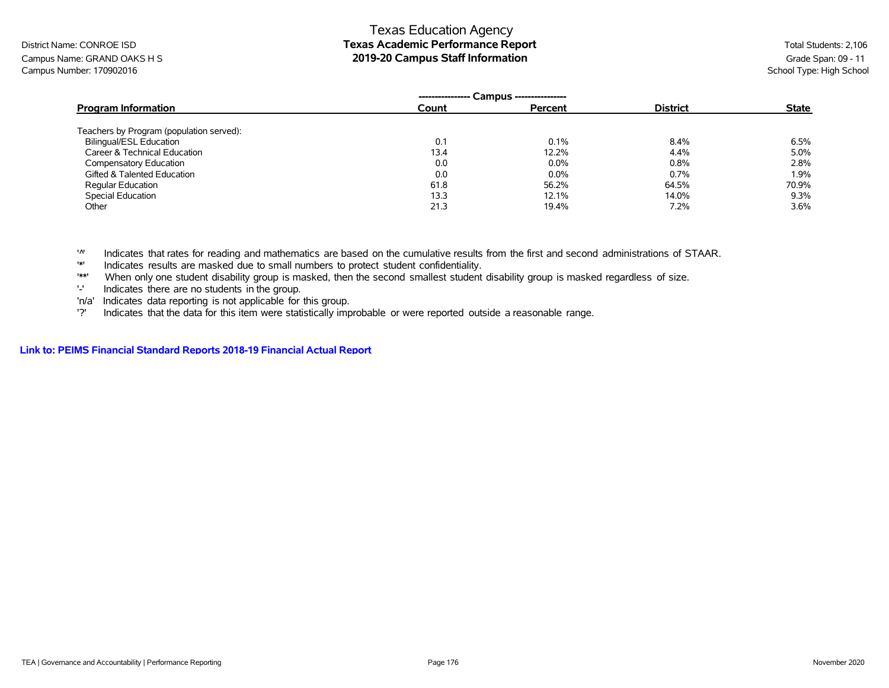District Name: CONROE ISD
Campus Name: GRAND OAKS H S
Campus Number: 170902016

# Texas Education Agency
## Texas Academic Performance Report
## 2019-20 Campus Staff Information

Total Students: 2,106
Grade Span: 09 - 11
School Type: High School

| | ---------------- Campus ---------------- | | | |
|---|---|---|---|---|
| **Program Information** | **Count** | **Percent** | **District** | **State** |
| Teachers by Program (population served): | | | | |
| Bilingual/ESL Education | 0.1 | 0.1% | 8.4% | 6.5% |
| Career & Technical Education | 13.4 | 12.2% | 4.4% | 5.0% |
| Compensatory Education | 0.0 | 0.0% | 0.8% | 2.8% |
| Gifted & Talented Education | 0.0 | 0.0% | 0.7% | 1.9% |
| Regular Education | 61.8 | 56.2% | 64.5% | 70.9% |
| Special Education | 13.3 | 12.1% | 14.0% | 9.3% |
| Other | 21.3 | 19.4% | 7.2% | 3.6% |

'^' Indicates that rates for reading and mathematics are based on the cumulative results from the first and second administrations of STAAR.
'*' Indicates results are masked due to small numbers to protect student confidentiality.
'**' When only one student disability group is masked, then the second smallest student disability group is masked regardless of size.
'-' Indicates there are no students in the group.
'n/a' Indicates data reporting is not applicable for this group.
'?' Indicates that the data for this item were statistically improbable or were reported outside a reasonable range.

**Link to: PEIMS Financial Standard Reports 2018-19 Financial Actual Report**